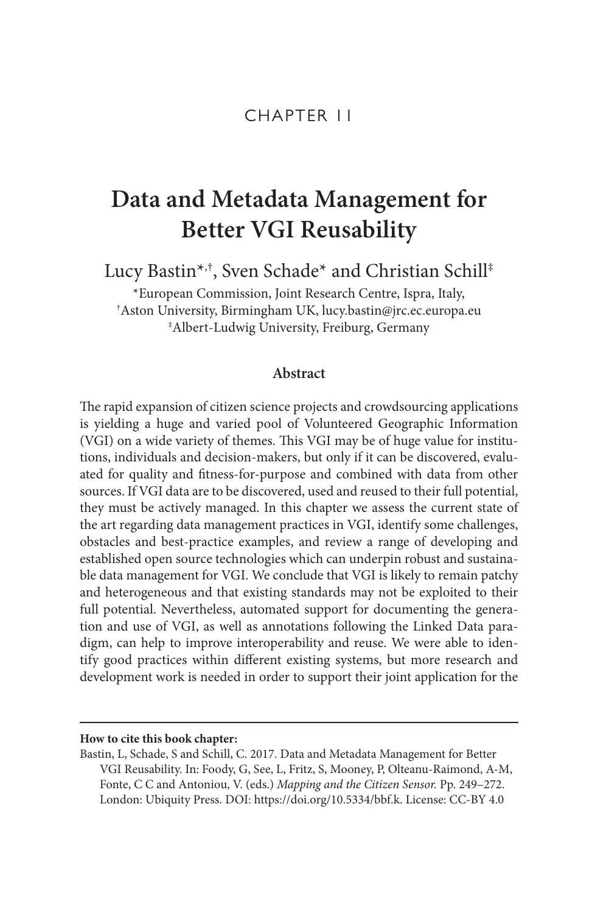CHAPTER 11

# Data and Metadata Management for Better VGI Reusability

Lucy Bastin[*,†], Sven Schade[*] and Christian Schill[‡]

[*]European Commission, Joint Research Centre, Ispra, Italy,
[†]Aston University, Birmingham UK, lucy.bastin@jrc.ec.europa.eu
[‡]Albert-Ludwig University, Freiburg, Germany

### Abstract

The rapid expansion of citizen science projects and crowdsourcing applications is yielding a huge and varied pool of Volunteered Geographic Information (VGI) on a wide variety of themes. This VGI may be of huge value for institutions, individuals and decision-makers, but only if it can be discovered, evaluated for quality and fitness-for-purpose and combined with data from other sources. If VGI data are to be discovered, used and reused to their full potential, they must be actively managed. In this chapter we assess the current state of the art regarding data management practices in VGI, identify some challenges, obstacles and best-practice examples, and review a range of developing and established open source technologies which can underpin robust and sustainable data management for VGI. We conclude that VGI is likely to remain patchy and heterogeneous and that existing standards may not be exploited to their full potential. Nevertheless, automated support for documenting the generation and use of VGI, as well as annotations following the Linked Data paradigm, can help to improve interoperability and reuse. We were able to identify good practices within different existing systems, but more research and development work is needed in order to support their joint application for the

---

**How to cite this book chapter:**

Bastin, L, Schade, S and Schill, C. 2017. Data and Metadata Management for Better VGI Reusability. In: Foody, G, See, L, Fritz, S, Mooney, P, Olteanu-Raimond, A-M, Fonte, C C and Antoniou, V. (eds.) *Mapping and the Citizen Sensor.* Pp. 249–272. London: Ubiquity Press. DOI: https://doi.org/10.5334/bbf.k. License: CC-BY 4.0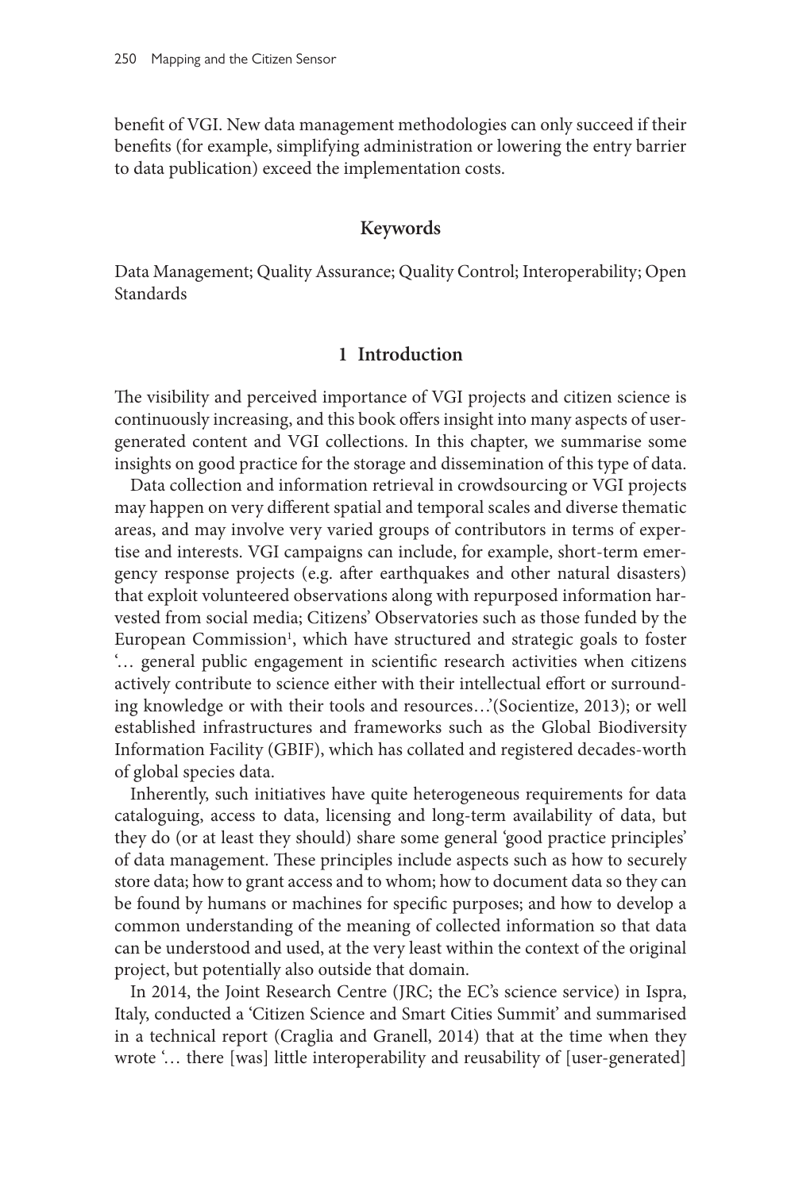benefit of VGI. New data management methodologies can only succeed if their benefits (for example, simplifying administration or lowering the entry barrier to data publication) exceed the implementation costs.

### Keywords

Data Management; Quality Assurance; Quality Control; Interoperability; Open Standards

## 1 Introduction

The visibility and perceived importance of VGI projects and citizen science is continuously increasing, and this book offers insight into many aspects of user-generated content and VGI collections. In this chapter, we summarise some insights on good practice for the storage and dissemination of this type of data.

Data collection and information retrieval in crowdsourcing or VGI projects may happen on very different spatial and temporal scales and diverse thematic areas, and may involve very varied groups of contributors in terms of expertise and interests. VGI campaigns can include, for example, short-term emergency response projects (e.g. after earthquakes and other natural disasters) that exploit volunteered observations along with repurposed information harvested from social media; Citizens' Observatories such as those funded by the European Commission[1], which have structured and strategic goals to foster '… general public engagement in scientific research activities when citizens actively contribute to science either with their intellectual effort or surrounding knowledge or with their tools and resources…'(Socientize, 2013); or well established infrastructures and frameworks such as the Global Biodiversity Information Facility (GBIF), which has collated and registered decades-worth of global species data.

Inherently, such initiatives have quite heterogeneous requirements for data cataloguing, access to data, licensing and long-term availability of data, but they do (or at least they should) share some general 'good practice principles' of data management. These principles include aspects such as how to securely store data; how to grant access and to whom; how to document data so they can be found by humans or machines for specific purposes; and how to develop a common understanding of the meaning of collected information so that data can be understood and used, at the very least within the context of the original project, but potentially also outside that domain.

In 2014, the Joint Research Centre (JRC; the EC's science service) in Ispra, Italy, conducted a 'Citizen Science and Smart Cities Summit' and summarised in a technical report (Craglia and Granell, 2014) that at the time when they wrote '… there [was] little interoperability and reusability of [user-generated]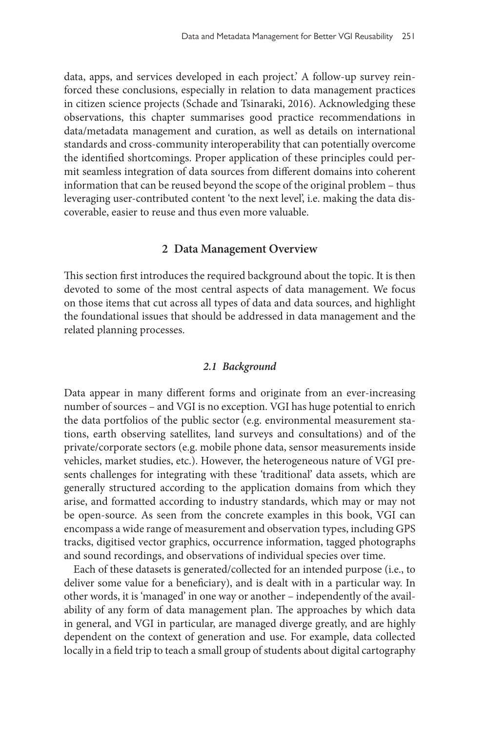data, apps, and services developed in each project.' A follow-up survey reinforced these conclusions, especially in relation to data management practices in citizen science projects (Schade and Tsinaraki, 2016). Acknowledging these observations, this chapter summarises good practice recommendations in data/metadata management and curation, as well as details on international standards and cross-community interoperability that can potentially overcome the identified shortcomings. Proper application of these principles could permit seamless integration of data sources from different domains into coherent information that can be reused beyond the scope of the original problem – thus leveraging user-contributed content 'to the next level', i.e. making the data discoverable, easier to reuse and thus even more valuable.

## 2 Data Management Overview

This section first introduces the required background about the topic. It is then devoted to some of the most central aspects of data management. We focus on those items that cut across all types of data and data sources, and highlight the foundational issues that should be addressed in data management and the related planning processes.

### *2.1 Background*

Data appear in many different forms and originate from an ever-increasing number of sources – and VGI is no exception. VGI has huge potential to enrich the data portfolios of the public sector (e.g. environmental measurement stations, earth observing satellites, land surveys and consultations) and of the private/corporate sectors (e.g. mobile phone data, sensor measurements inside vehicles, market studies, etc.). However, the heterogeneous nature of VGI presents challenges for integrating with these 'traditional' data assets, which are generally structured according to the application domains from which they arise, and formatted according to industry standards, which may or may not be open-source. As seen from the concrete examples in this book, VGI can encompass a wide range of measurement and observation types, including GPS tracks, digitised vector graphics, occurrence information, tagged photographs and sound recordings, and observations of individual species over time.

Each of these datasets is generated/collected for an intended purpose (i.e., to deliver some value for a beneficiary), and is dealt with in a particular way. In other words, it is 'managed' in one way or another – independently of the availability of any form of data management plan. The approaches by which data in general, and VGI in particular, are managed diverge greatly, and are highly dependent on the context of generation and use. For example, data collected locally in a field trip to teach a small group of students about digital cartography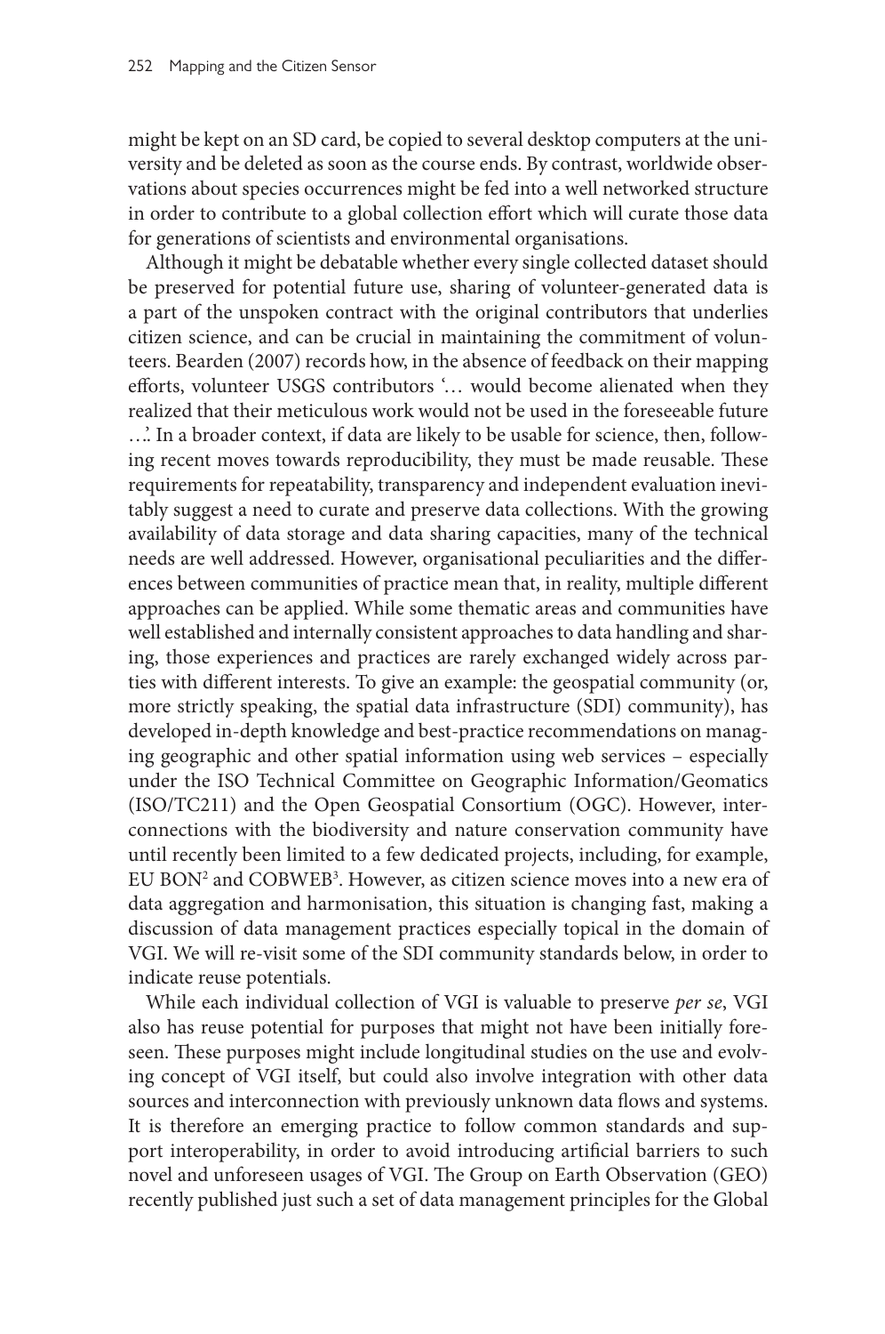might be kept on an SD card, be copied to several desktop computers at the university and be deleted as soon as the course ends. By contrast, worldwide observations about species occurrences might be fed into a well networked structure in order to contribute to a global collection effort which will curate those data for generations of scientists and environmental organisations.

Although it might be debatable whether every single collected dataset should be preserved for potential future use, sharing of volunteer-generated data is a part of the unspoken contract with the original contributors that underlies citizen science, and can be crucial in maintaining the commitment of volunteers. Bearden (2007) records how, in the absence of feedback on their mapping efforts, volunteer USGS contributors '… would become alienated when they realized that their meticulous work would not be used in the foreseeable future …'. In a broader context, if data are likely to be usable for science, then, following recent moves towards reproducibility, they must be made reusable. These requirements for repeatability, transparency and independent evaluation inevitably suggest a need to curate and preserve data collections. With the growing availability of data storage and data sharing capacities, many of the technical needs are well addressed. However, organisational peculiarities and the differences between communities of practice mean that, in reality, multiple different approaches can be applied. While some thematic areas and communities have well established and internally consistent approaches to data handling and sharing, those experiences and practices are rarely exchanged widely across parties with different interests. To give an example: the geospatial community (or, more strictly speaking, the spatial data infrastructure (SDI) community), has developed in-depth knowledge and best-practice recommendations on managing geographic and other spatial information using web services – especially under the ISO Technical Committee on Geographic Information/Geomatics (ISO/TC211) and the Open Geospatial Consortium (OGC). However, interconnections with the biodiversity and nature conservation community have until recently been limited to a few dedicated projects, including, for example, EU BON[2] and COBWEB[3]. However, as citizen science moves into a new era of data aggregation and harmonisation, this situation is changing fast, making a discussion of data management practices especially topical in the domain of VGI. We will re-visit some of the SDI community standards below, in order to indicate reuse potentials.

While each individual collection of VGI is valuable to preserve *per se*, VGI also has reuse potential for purposes that might not have been initially foreseen. These purposes might include longitudinal studies on the use and evolving concept of VGI itself, but could also involve integration with other data sources and interconnection with previously unknown data flows and systems. It is therefore an emerging practice to follow common standards and support interoperability, in order to avoid introducing artificial barriers to such novel and unforeseen usages of VGI. The Group on Earth Observation (GEO) recently published just such a set of data management principles for the Global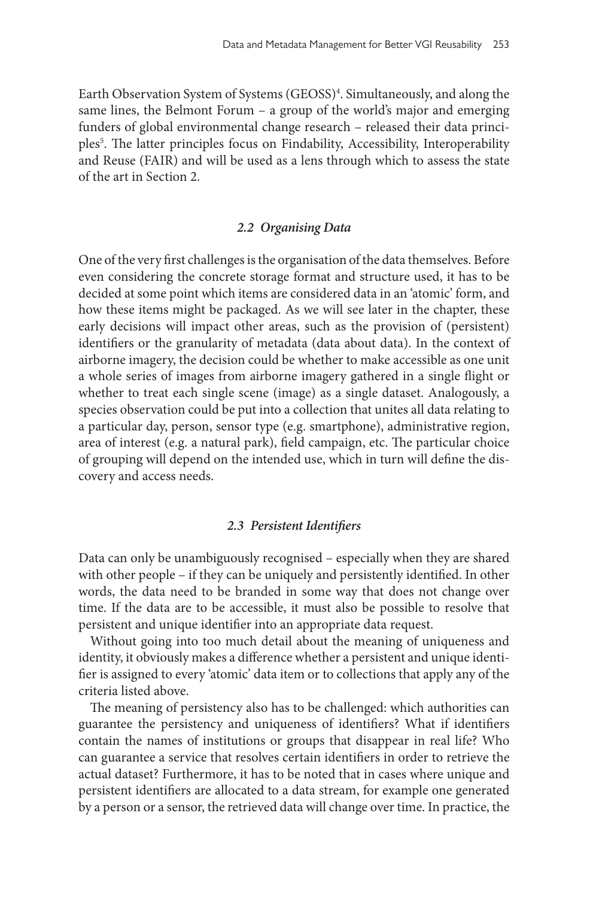Earth Observation System of Systems (GEOSS)[4]. Simultaneously, and along the same lines, the Belmont Forum – a group of the world's major and emerging funders of global environmental change research – released their data principles[5]. The latter principles focus on Findability, Accessibility, Interoperability and Reuse (FAIR) and will be used as a lens through which to assess the state of the art in Section 2.

### *2.2 Organising Data*

One of the very first challenges is the organisation of the data themselves. Before even considering the concrete storage format and structure used, it has to be decided at some point which items are considered data in an 'atomic' form, and how these items might be packaged. As we will see later in the chapter, these early decisions will impact other areas, such as the provision of (persistent) identifiers or the granularity of metadata (data about data). In the context of airborne imagery, the decision could be whether to make accessible as one unit a whole series of images from airborne imagery gathered in a single flight or whether to treat each single scene (image) as a single dataset. Analogously, a species observation could be put into a collection that unites all data relating to a particular day, person, sensor type (e.g. smartphone), administrative region, area of interest (e.g. a natural park), field campaign, etc. The particular choice of grouping will depend on the intended use, which in turn will define the discovery and access needs.

### *2.3 Persistent Identifiers*

Data can only be unambiguously recognised – especially when they are shared with other people – if they can be uniquely and persistently identified. In other words, the data need to be branded in some way that does not change over time. If the data are to be accessible, it must also be possible to resolve that persistent and unique identifier into an appropriate data request.

Without going into too much detail about the meaning of uniqueness and identity, it obviously makes a difference whether a persistent and unique identifier is assigned to every 'atomic' data item or to collections that apply any of the criteria listed above.

The meaning of persistency also has to be challenged: which authorities can guarantee the persistency and uniqueness of identifiers? What if identifiers contain the names of institutions or groups that disappear in real life? Who can guarantee a service that resolves certain identifiers in order to retrieve the actual dataset? Furthermore, it has to be noted that in cases where unique and persistent identifiers are allocated to a data stream, for example one generated by a person or a sensor, the retrieved data will change over time. In practice, the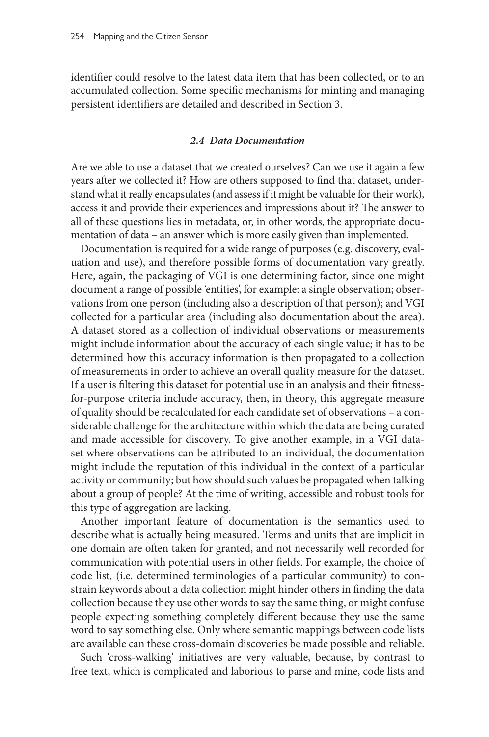identifier could resolve to the latest data item that has been collected, or to an accumulated collection. Some specific mechanisms for minting and managing persistent identifiers are detailed and described in Section 3.

### *2.4 Data Documentation*

Are we able to use a dataset that we created ourselves? Can we use it again a few years after we collected it? How are others supposed to find that dataset, understand what it really encapsulates (and assess if it might be valuable for their work), access it and provide their experiences and impressions about it? The answer to all of these questions lies in metadata, or, in other words, the appropriate documentation of data – an answer which is more easily given than implemented.

Documentation is required for a wide range of purposes (e.g. discovery, evaluation and use), and therefore possible forms of documentation vary greatly. Here, again, the packaging of VGI is one determining factor, since one might document a range of possible 'entities', for example: a single observation; observations from one person (including also a description of that person); and VGI collected for a particular area (including also documentation about the area). A dataset stored as a collection of individual observations or measurements might include information about the accuracy of each single value; it has to be determined how this accuracy information is then propagated to a collection of measurements in order to achieve an overall quality measure for the dataset. If a user is filtering this dataset for potential use in an analysis and their fitness-for-purpose criteria include accuracy, then, in theory, this aggregate measure of quality should be recalculated for each candidate set of observations – a considerable challenge for the architecture within which the data are being curated and made accessible for discovery. To give another example, in a VGI dataset where observations can be attributed to an individual, the documentation might include the reputation of this individual in the context of a particular activity or community; but how should such values be propagated when talking about a group of people? At the time of writing, accessible and robust tools for this type of aggregation are lacking.

Another important feature of documentation is the semantics used to describe what is actually being measured. Terms and units that are implicit in one domain are often taken for granted, and not necessarily well recorded for communication with potential users in other fields. For example, the choice of code list, (i.e. determined terminologies of a particular community) to constrain keywords about a data collection might hinder others in finding the data collection because they use other words to say the same thing, or might confuse people expecting something completely different because they use the same word to say something else. Only where semantic mappings between code lists are available can these cross-domain discoveries be made possible and reliable.

Such 'cross-walking' initiatives are very valuable, because, by contrast to free text, which is complicated and laborious to parse and mine, code lists and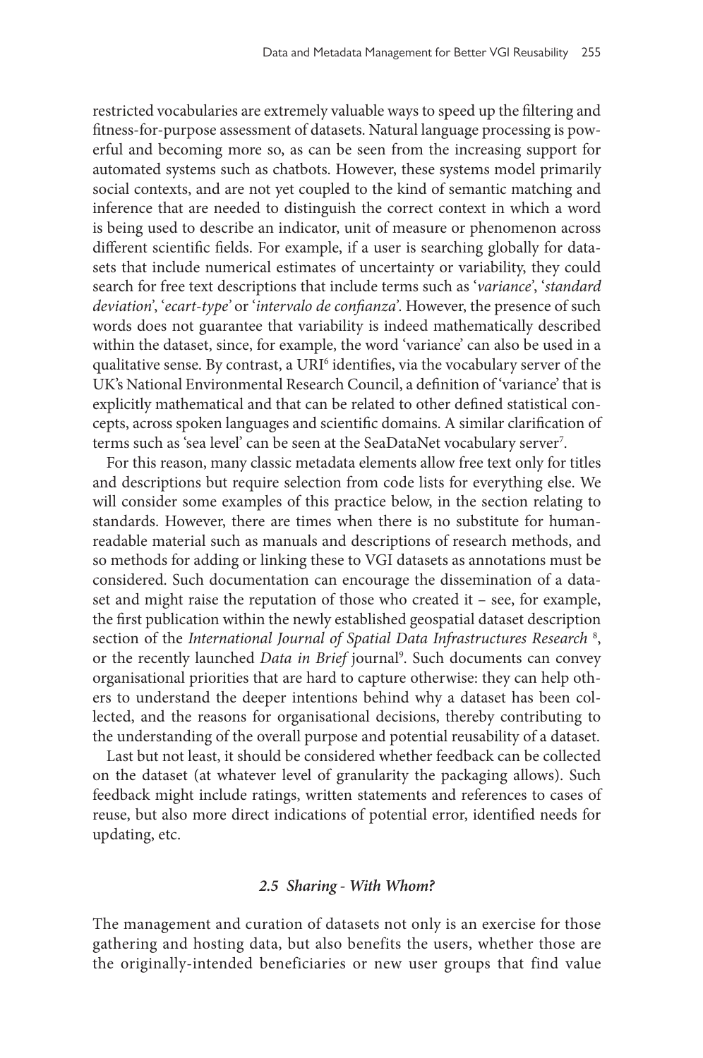restricted vocabularies are extremely valuable ways to speed up the filtering and fitness-for-purpose assessment of datasets. Natural language processing is powerful and becoming more so, as can be seen from the increasing support for automated systems such as chatbots. However, these systems model primarily social contexts, and are not yet coupled to the kind of semantic matching and inference that are needed to distinguish the correct context in which a word is being used to describe an indicator, unit of measure or phenomenon across different scientific fields. For example, if a user is searching globally for datasets that include numerical estimates of uncertainty or variability, they could search for free text descriptions that include terms such as '*variance*', '*standard deviation*', '*ecart-type*' or '*intervalo de confianza*'. However, the presence of such words does not guarantee that variability is indeed mathematically described within the dataset, since, for example, the word 'variance' can also be used in a qualitative sense. By contrast, a URI[6] identifies, via the vocabulary server of the UK's National Environmental Research Council, a definition of 'variance' that is explicitly mathematical and that can be related to other defined statistical concepts, across spoken languages and scientific domains. A similar clarification of terms such as 'sea level' can be seen at the SeaDataNet vocabulary server[7].

For this reason, many classic metadata elements allow free text only for titles and descriptions but require selection from code lists for everything else. We will consider some examples of this practice below, in the section relating to standards. However, there are times when there is no substitute for human-readable material such as manuals and descriptions of research methods, and so methods for adding or linking these to VGI datasets as annotations must be considered. Such documentation can encourage the dissemination of a dataset and might raise the reputation of those who created it – see, for example, the first publication within the newly established geospatial dataset description section of the *International Journal of Spatial Data Infrastructures Research* [8], or the recently launched *Data in Brief* journal[9]. Such documents can convey organisational priorities that are hard to capture otherwise: they can help others to understand the deeper intentions behind why a dataset has been collected, and the reasons for organisational decisions, thereby contributing to the understanding of the overall purpose and potential reusability of a dataset.

Last but not least, it should be considered whether feedback can be collected on the dataset (at whatever level of granularity the packaging allows). Such feedback might include ratings, written statements and references to cases of reuse, but also more direct indications of potential error, identified needs for updating, etc.

### *2.5 Sharing - With Whom?*

The management and curation of datasets not only is an exercise for those gathering and hosting data, but also benefits the users, whether those are the originally-intended beneficiaries or new user groups that find value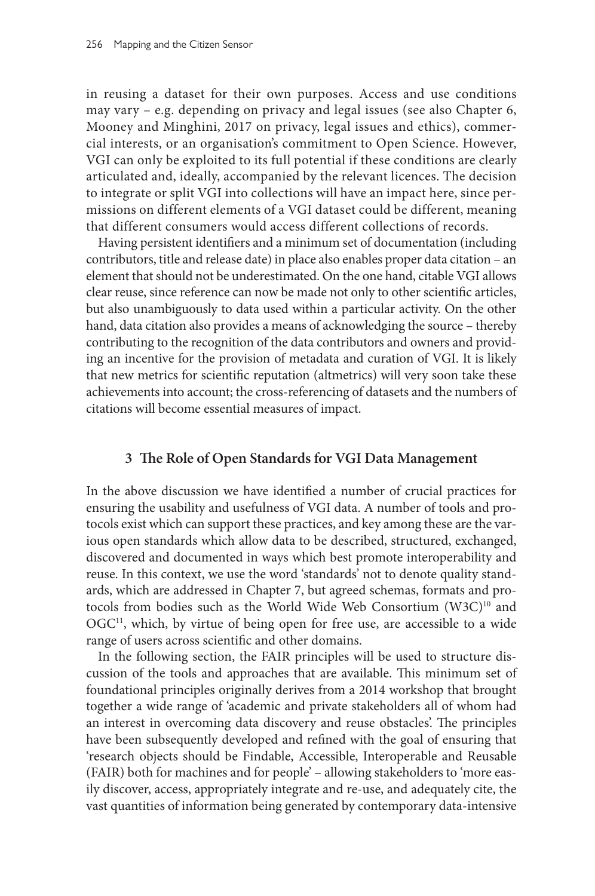in reusing a dataset for their own purposes. Access and use conditions may vary – e.g. depending on privacy and legal issues (see also Chapter 6, Mooney and Minghini, 2017 on privacy, legal issues and ethics), commercial interests, or an organisation's commitment to Open Science. However, VGI can only be exploited to its full potential if these conditions are clearly articulated and, ideally, accompanied by the relevant licences. The decision to integrate or split VGI into collections will have an impact here, since permissions on different elements of a VGI dataset could be different, meaning that different consumers would access different collections of records.

Having persistent identifiers and a minimum set of documentation (including contributors, title and release date) in place also enables proper data citation – an element that should not be underestimated. On the one hand, citable VGI allows clear reuse, since reference can now be made not only to other scientific articles, but also unambiguously to data used within a particular activity. On the other hand, data citation also provides a means of acknowledging the source – thereby contributing to the recognition of the data contributors and owners and providing an incentive for the provision of metadata and curation of VGI. It is likely that new metrics for scientific reputation (altmetrics) will very soon take these achievements into account; the cross-referencing of datasets and the numbers of citations will become essential measures of impact.

## 3 The Role of Open Standards for VGI Data Management

In the above discussion we have identified a number of crucial practices for ensuring the usability and usefulness of VGI data. A number of tools and protocols exist which can support these practices, and key among these are the various open standards which allow data to be described, structured, exchanged, discovered and documented in ways which best promote interoperability and reuse. In this context, we use the word 'standards' not to denote quality standards, which are addressed in Chapter 7, but agreed schemas, formats and protocols from bodies such as the World Wide Web Consortium (W3C)[10] and OGC[11], which, by virtue of being open for free use, are accessible to a wide range of users across scientific and other domains.

In the following section, the FAIR principles will be used to structure discussion of the tools and approaches that are available. This minimum set of foundational principles originally derives from a 2014 workshop that brought together a wide range of 'academic and private stakeholders all of whom had an interest in overcoming data discovery and reuse obstacles'. The principles have been subsequently developed and refined with the goal of ensuring that 'research objects should be Findable, Accessible, Interoperable and Reusable (FAIR) both for machines and for people' – allowing stakeholders to 'more easily discover, access, appropriately integrate and re-use, and adequately cite, the vast quantities of information being generated by contemporary data-intensive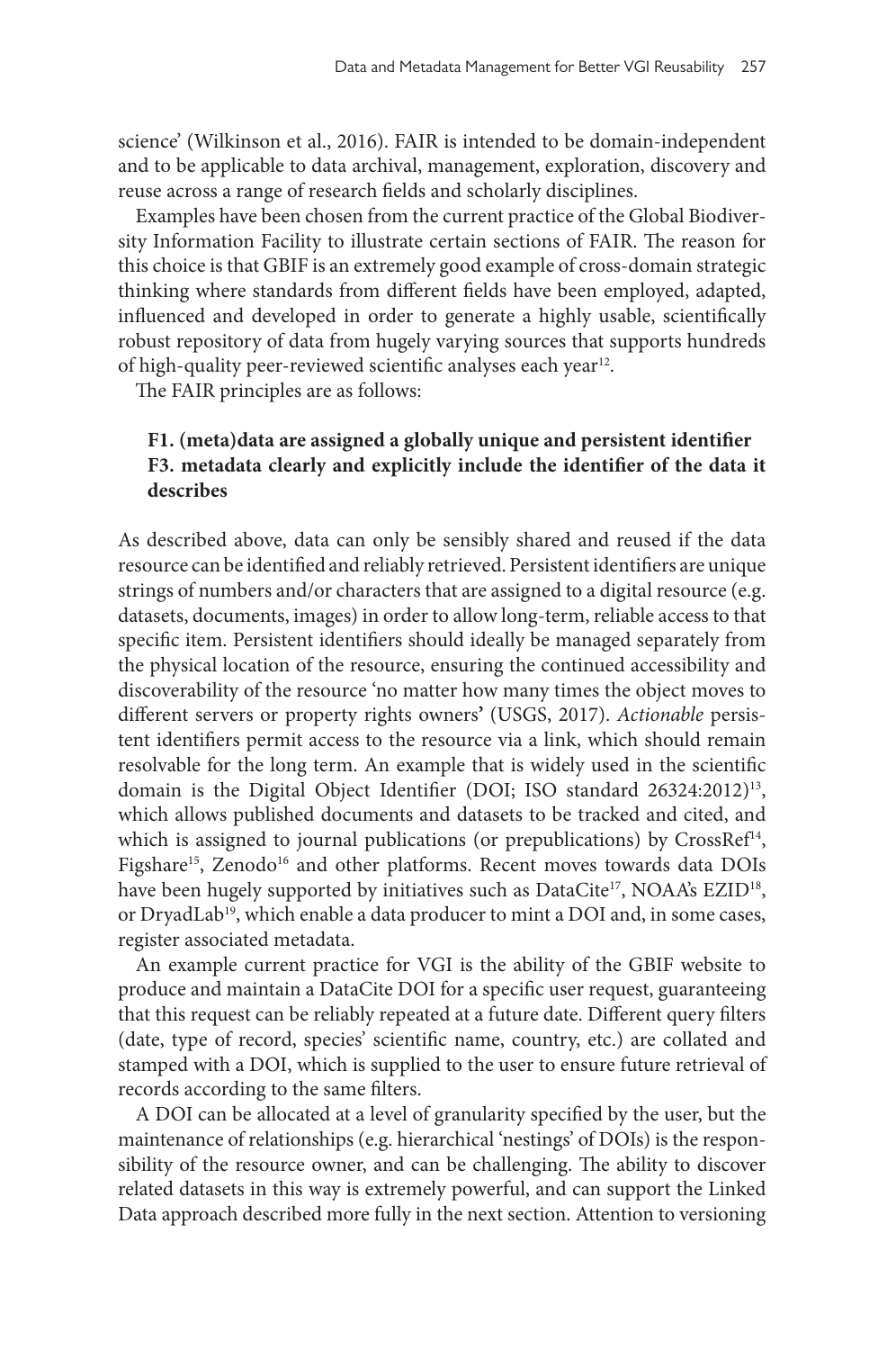science' (Wilkinson et al., 2016). FAIR is intended to be domain-independent and to be applicable to data archival, management, exploration, discovery and reuse across a range of research fields and scholarly disciplines.

Examples have been chosen from the current practice of the Global Biodiversity Information Facility to illustrate certain sections of FAIR. The reason for this choice is that GBIF is an extremely good example of cross-domain strategic thinking where standards from different fields have been employed, adapted, influenced and developed in order to generate a highly usable, scientifically robust repository of data from hugely varying sources that supports hundreds of high-quality peer-reviewed scientific analyses each year[12].

The FAIR principles are as follows:

**F1. (meta)data are assigned a globally unique and persistent identifier**
**F3. metadata clearly and explicitly include the identifier of the data it describes**

As described above, data can only be sensibly shared and reused if the data resource can be identified and reliably retrieved. Persistent identifiers are unique strings of numbers and/or characters that are assigned to a digital resource (e.g. datasets, documents, images) in order to allow long-term, reliable access to that specific item. Persistent identifiers should ideally be managed separately from the physical location of the resource, ensuring the continued accessibility and discoverability of the resource 'no matter how many times the object moves to different servers or property rights owners' (USGS, 2017). *Actionable* persistent identifiers permit access to the resource via a link, which should remain resolvable for the long term. An example that is widely used in the scientific domain is the Digital Object Identifier (DOI; ISO standard 26324:2012)[13], which allows published documents and datasets to be tracked and cited, and which is assigned to journal publications (or prepublications) by CrossRef[14], Figshare[15], Zenodo[16] and other platforms. Recent moves towards data DOIs have been hugely supported by initiatives such as DataCite[17], NOAA's EZID[18], or DryadLab[19], which enable a data producer to mint a DOI and, in some cases, register associated metadata.

An example current practice for VGI is the ability of the GBIF website to produce and maintain a DataCite DOI for a specific user request, guaranteeing that this request can be reliably repeated at a future date. Different query filters (date, type of record, species' scientific name, country, etc.) are collated and stamped with a DOI, which is supplied to the user to ensure future retrieval of records according to the same filters.

A DOI can be allocated at a level of granularity specified by the user, but the maintenance of relationships (e.g. hierarchical 'nestings' of DOIs) is the responsibility of the resource owner, and can be challenging. The ability to discover related datasets in this way is extremely powerful, and can support the Linked Data approach described more fully in the next section. Attention to versioning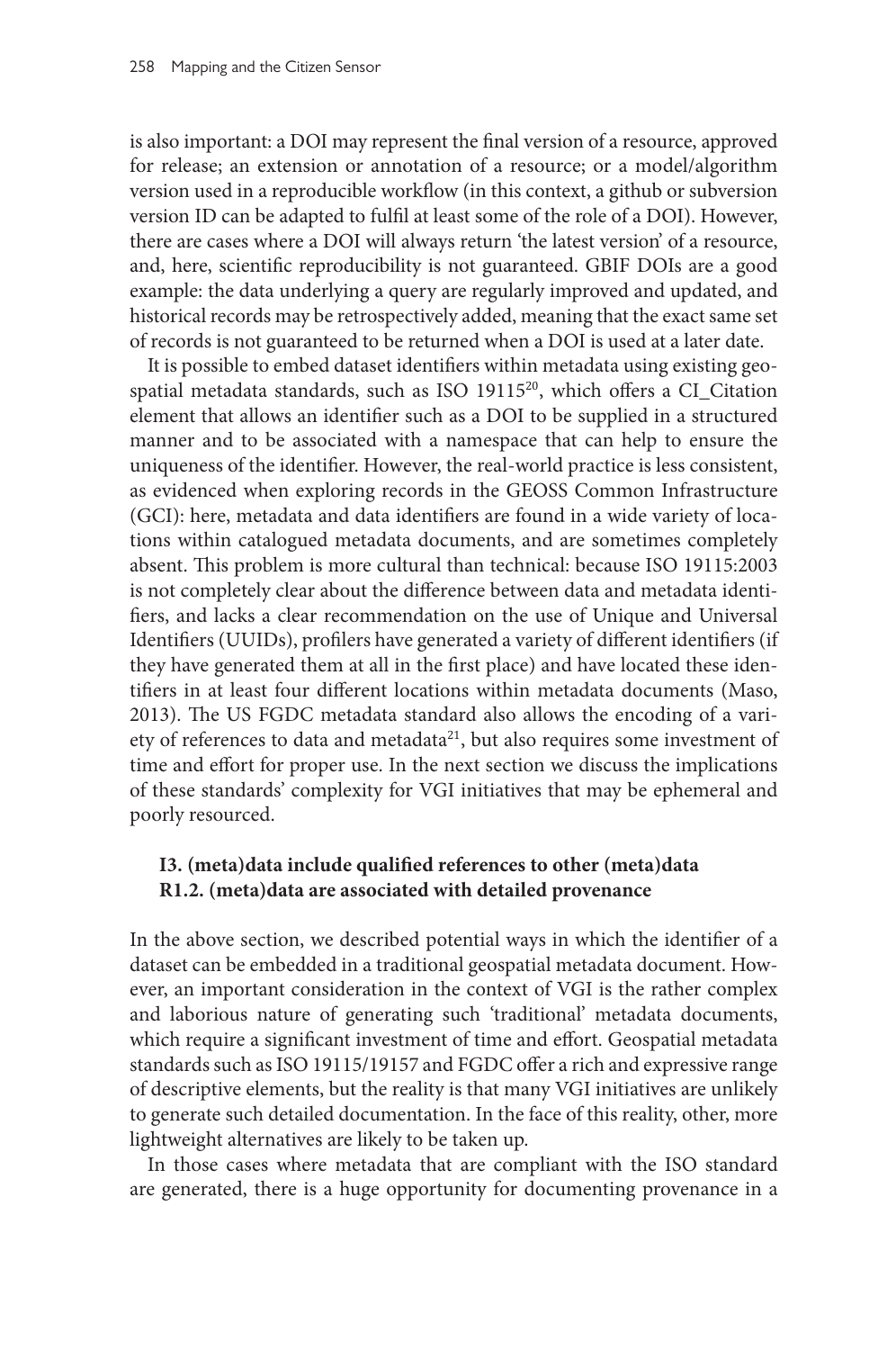is also important: a DOI may represent the final version of a resource, approved for release; an extension or annotation of a resource; or a model/algorithm version used in a reproducible workflow (in this context, a github or subversion version ID can be adapted to fulfil at least some of the role of a DOI). However, there are cases where a DOI will always return 'the latest version' of a resource, and, here, scientific reproducibility is not guaranteed. GBIF DOIs are a good example: the data underlying a query are regularly improved and updated, and historical records may be retrospectively added, meaning that the exact same set of records is not guaranteed to be returned when a DOI is used at a later date.

It is possible to embed dataset identifiers within metadata using existing geospatial metadata standards, such as ISO 19115[20], which offers a CI_Citation element that allows an identifier such as a DOI to be supplied in a structured manner and to be associated with a namespace that can help to ensure the uniqueness of the identifier. However, the real-world practice is less consistent, as evidenced when exploring records in the GEOSS Common Infrastructure (GCI): here, metadata and data identifiers are found in a wide variety of locations within catalogued metadata documents, and are sometimes completely absent. This problem is more cultural than technical: because ISO 19115:2003 is not completely clear about the difference between data and metadata identifiers, and lacks a clear recommendation on the use of Unique and Universal Identifiers (UUIDs), profilers have generated a variety of different identifiers (if they have generated them at all in the first place) and have located these identifiers in at least four different locations within metadata documents (Maso, 2013). The US FGDC metadata standard also allows the encoding of a variety of references to data and metadata[21], but also requires some investment of time and effort for proper use. In the next section we discuss the implications of these standards' complexity for VGI initiatives that may be ephemeral and poorly resourced.

### I3. (meta)data include qualified references to other (meta)data
### R1.2. (meta)data are associated with detailed provenance

In the above section, we described potential ways in which the identifier of a dataset can be embedded in a traditional geospatial metadata document. However, an important consideration in the context of VGI is the rather complex and laborious nature of generating such 'traditional' metadata documents, which require a significant investment of time and effort. Geospatial metadata standards such as ISO 19115/19157 and FGDC offer a rich and expressive range of descriptive elements, but the reality is that many VGI initiatives are unlikely to generate such detailed documentation. In the face of this reality, other, more lightweight alternatives are likely to be taken up.

In those cases where metadata that are compliant with the ISO standard are generated, there is a huge opportunity for documenting provenance in a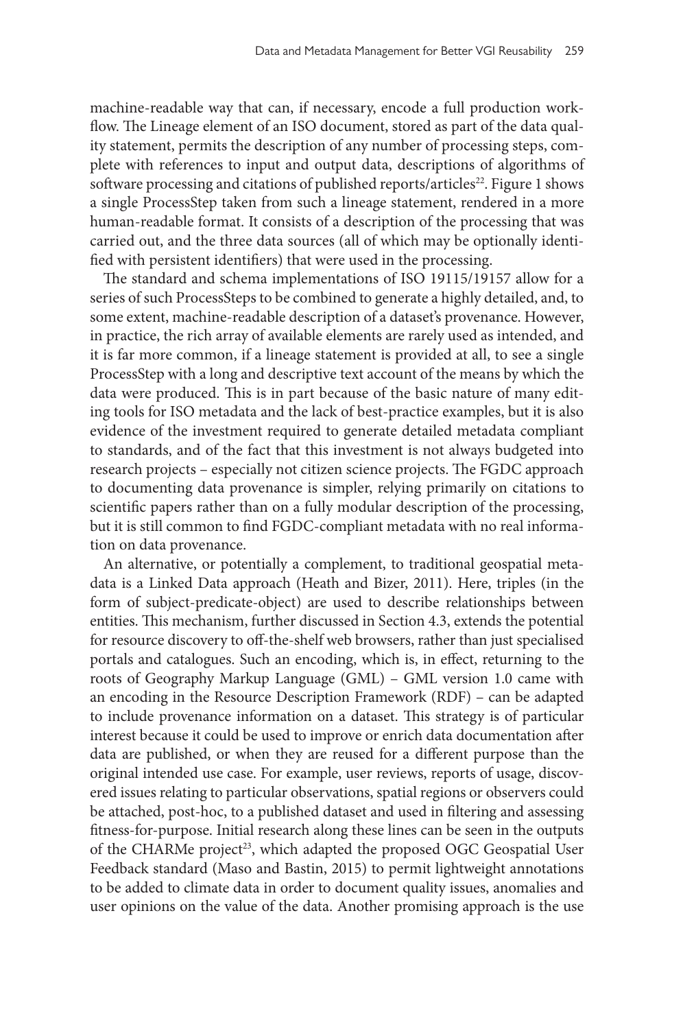machine-readable way that can, if necessary, encode a full production workflow. The Lineage element of an ISO document, stored as part of the data quality statement, permits the description of any number of processing steps, complete with references to input and output data, descriptions of algorithms of software processing and citations of published reports/articles[22]. Figure 1 shows a single ProcessStep taken from such a lineage statement, rendered in a more human-readable format. It consists of a description of the processing that was carried out, and the three data sources (all of which may be optionally identified with persistent identifiers) that were used in the processing.

The standard and schema implementations of ISO 19115/19157 allow for a series of such ProcessSteps to be combined to generate a highly detailed, and, to some extent, machine-readable description of a dataset's provenance. However, in practice, the rich array of available elements are rarely used as intended, and it is far more common, if a lineage statement is provided at all, to see a single ProcessStep with a long and descriptive text account of the means by which the data were produced. This is in part because of the basic nature of many editing tools for ISO metadata and the lack of best-practice examples, but it is also evidence of the investment required to generate detailed metadata compliant to standards, and of the fact that this investment is not always budgeted into research projects – especially not citizen science projects. The FGDC approach to documenting data provenance is simpler, relying primarily on citations to scientific papers rather than on a fully modular description of the processing, but it is still common to find FGDC-compliant metadata with no real information on data provenance.

An alternative, or potentially a complement, to traditional geospatial metadata is a Linked Data approach (Heath and Bizer, 2011). Here, triples (in the form of subject-predicate-object) are used to describe relationships between entities. This mechanism, further discussed in Section 4.3, extends the potential for resource discovery to off-the-shelf web browsers, rather than just specialised portals and catalogues. Such an encoding, which is, in effect, returning to the roots of Geography Markup Language (GML) – GML version 1.0 came with an encoding in the Resource Description Framework (RDF) – can be adapted to include provenance information on a dataset. This strategy is of particular interest because it could be used to improve or enrich data documentation after data are published, or when they are reused for a different purpose than the original intended use case. For example, user reviews, reports of usage, discovered issues relating to particular observations, spatial regions or observers could be attached, post-hoc, to a published dataset and used in filtering and assessing fitness-for-purpose. Initial research along these lines can be seen in the outputs of the CHARMe project[23], which adapted the proposed OGC Geospatial User Feedback standard (Maso and Bastin, 2015) to permit lightweight annotations to be added to climate data in order to document quality issues, anomalies and user opinions on the value of the data. Another promising approach is the use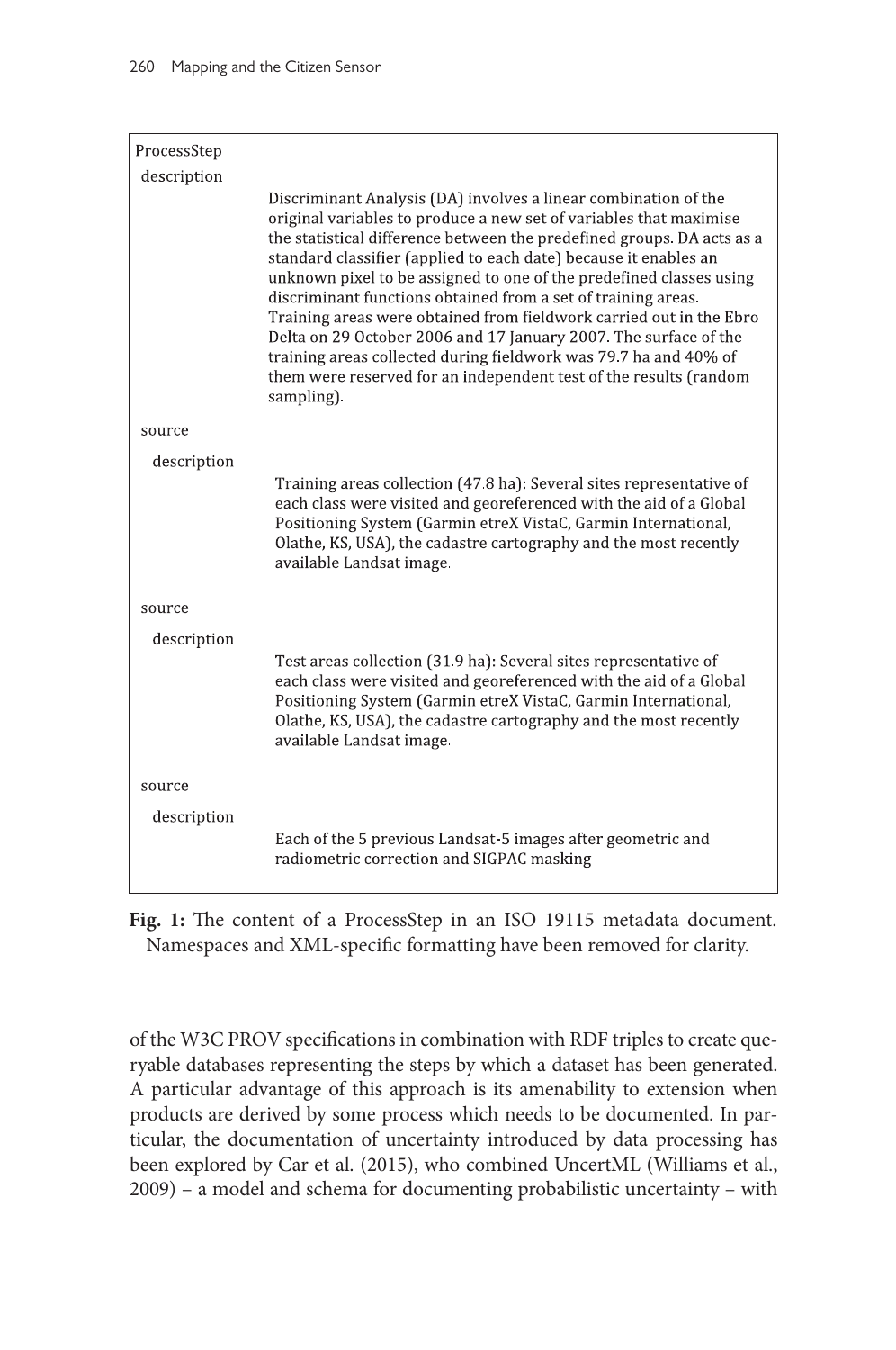```
ProcessStep
 description
        Discriminant Analysis (DA) involves a linear combination of the
        original variables to produce a new set of variables that maximise
        the statistical difference between the predefined groups. DA acts as a
        standard classifier (applied to each date) because it enables an
        unknown pixel to be assigned to one of the predefined classes using
        discriminant functions obtained from a set of training areas.
        Training areas were obtained from fieldwork carried out in the Ebro
        Delta on 29 October 2006 and 17 January 2007. The surface of the
        training areas collected during fieldwork was 79.7 ha and 40% of
        them were reserved for an independent test of the results (random
        sampling).
 source
  description
        Training areas collection (47.8 ha): Several sites representative of
        each class were visited and georeferenced with the aid of a Global
        Positioning System (Garmin etreX VistaC, Garmin International,
        Olathe, KS, USA), the cadastre cartography and the most recently
        available Landsat image.
 source
  description
        Test areas collection (31.9 ha): Several sites representative of
        each class were visited and georeferenced with the aid of a Global
        Positioning System (Garmin etreX VistaC, Garmin International,
        Olathe, KS, USA), the cadastre cartography and the most recently
        available Landsat image.
 source
  description
        Each of the 5 previous Landsat-5 images after geometric and
        radiometric correction and SIGPAC masking
```

**Fig. 1:** The content of a ProcessStep in an ISO 19115 metadata document. Namespaces and XML-specific formatting have been removed for clarity.

of the W3C PROV specifications in combination with RDF triples to create queryable databases representing the steps by which a dataset has been generated. A particular advantage of this approach is its amenability to extension when products are derived by some process which needs to be documented. In particular, the documentation of uncertainty introduced by data processing has been explored by Car et al. (2015), who combined UncertML (Williams et al., 2009) – a model and schema for documenting probabilistic uncertainty – with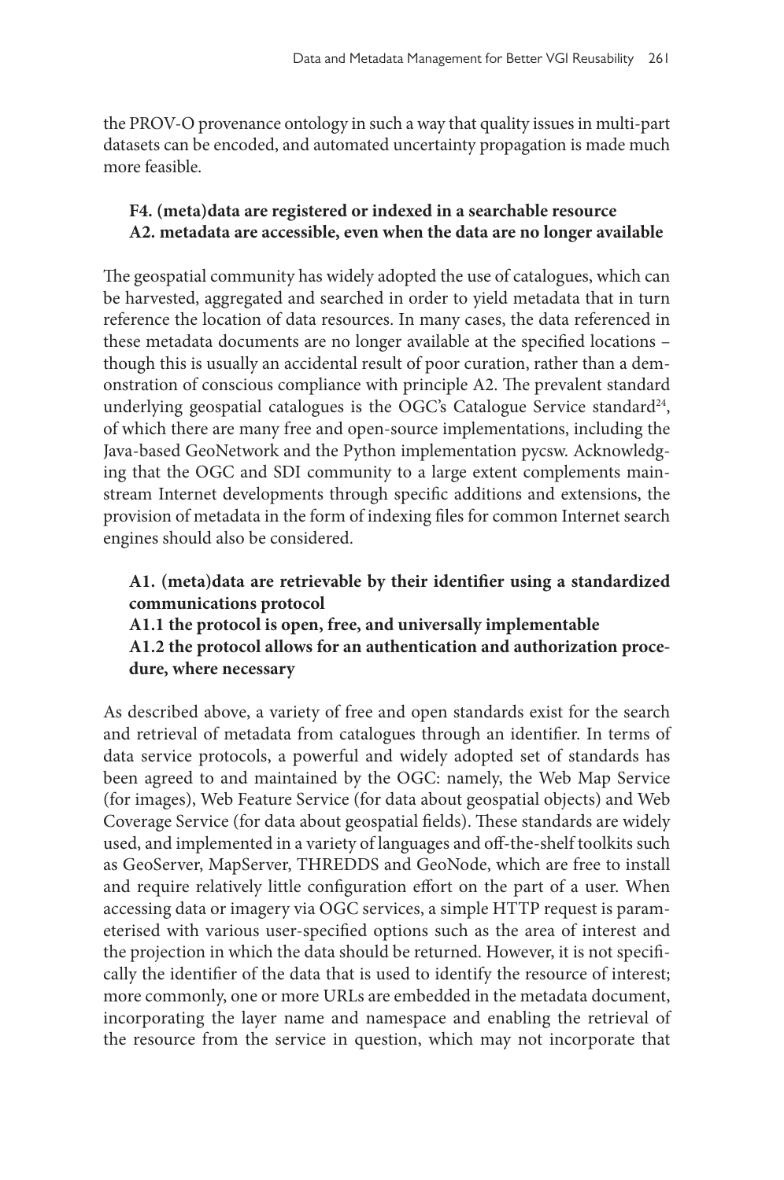the PROV-O provenance ontology in such a way that quality issues in multi-part datasets can be encoded, and automated uncertainty propagation is made much more feasible.

**F4. (meta)data are registered or indexed in a searchable resource**
**A2. metadata are accessible, even when the data are no longer available**

The geospatial community has widely adopted the use of catalogues, which can be harvested, aggregated and searched in order to yield metadata that in turn reference the location of data resources. In many cases, the data referenced in these metadata documents are no longer available at the specified locations – though this is usually an accidental result of poor curation, rather than a demonstration of conscious compliance with principle A2. The prevalent standard underlying geospatial catalogues is the OGC's Catalogue Service standard[24], of which there are many free and open-source implementations, including the Java-based GeoNetwork and the Python implementation pycsw. Acknowledging that the OGC and SDI community to a large extent complements mainstream Internet developments through specific additions and extensions, the provision of metadata in the form of indexing files for common Internet search engines should also be considered.

**A1. (meta)data are retrievable by their identifier using a standardized communications protocol**
**A1.1 the protocol is open, free, and universally implementable**
**A1.2 the protocol allows for an authentication and authorization procedure, where necessary**

As described above, a variety of free and open standards exist for the search and retrieval of metadata from catalogues through an identifier. In terms of data service protocols, a powerful and widely adopted set of standards has been agreed to and maintained by the OGC: namely, the Web Map Service (for images), Web Feature Service (for data about geospatial objects) and Web Coverage Service (for data about geospatial fields). These standards are widely used, and implemented in a variety of languages and off-the-shelf toolkits such as GeoServer, MapServer, THREDDS and GeoNode, which are free to install and require relatively little configuration effort on the part of a user. When accessing data or imagery via OGC services, a simple HTTP request is parameterised with various user-specified options such as the area of interest and the projection in which the data should be returned. However, it is not specifically the identifier of the data that is used to identify the resource of interest; more commonly, one or more URLs are embedded in the metadata document, incorporating the layer name and namespace and enabling the retrieval of the resource from the service in question, which may not incorporate that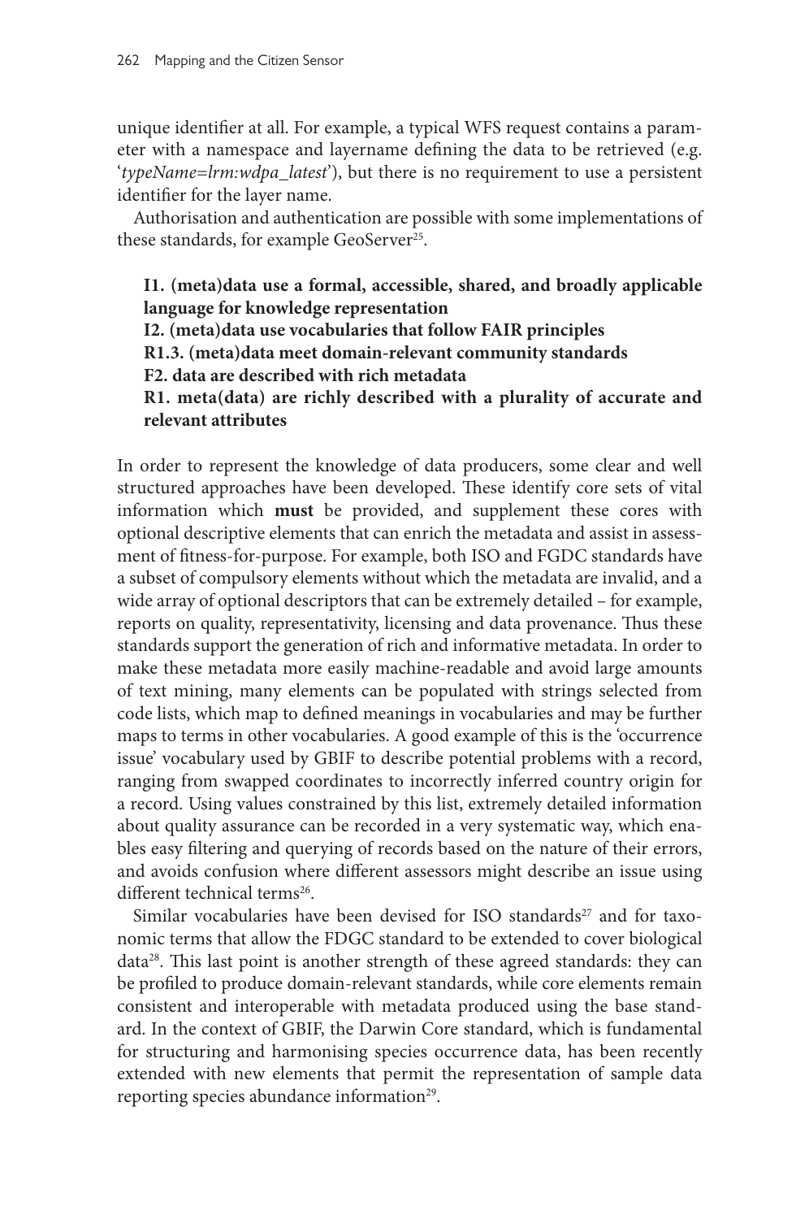unique identifier at all. For example, a typical WFS request contains a parameter with a namespace and layername defining the data to be retrieved (e.g. '*typeName=lrm:wdpa_latest*'), but there is no requirement to use a persistent identifier for the layer name.

Authorisation and authentication are possible with some implementations of these standards, for example GeoServer[25].

**I1. (meta)data use a formal, accessible, shared, and broadly applicable language for knowledge representation**
**I2. (meta)data use vocabularies that follow FAIR principles**
**R1.3. (meta)data meet domain-relevant community standards**
**F2. data are described with rich metadata**
**R1. meta(data) are richly described with a plurality of accurate and relevant attributes**

In order to represent the knowledge of data producers, some clear and well structured approaches have been developed. These identify core sets of vital information which **must** be provided, and supplement these cores with optional descriptive elements that can enrich the metadata and assist in assessment of fitness-for-purpose. For example, both ISO and FGDC standards have a subset of compulsory elements without which the metadata are invalid, and a wide array of optional descriptors that can be extremely detailed – for example, reports on quality, representativity, licensing and data provenance. Thus these standards support the generation of rich and informative metadata. In order to make these metadata more easily machine-readable and avoid large amounts of text mining, many elements can be populated with strings selected from code lists, which map to defined meanings in vocabularies and may be further maps to terms in other vocabularies. A good example of this is the 'occurrence issue' vocabulary used by GBIF to describe potential problems with a record, ranging from swapped coordinates to incorrectly inferred country origin for a record. Using values constrained by this list, extremely detailed information about quality assurance can be recorded in a very systematic way, which enables easy filtering and querying of records based on the nature of their errors, and avoids confusion where different assessors might describe an issue using different technical terms[26].

Similar vocabularies have been devised for ISO standards[27] and for taxonomic terms that allow the FDGC standard to be extended to cover biological data[28]. This last point is another strength of these agreed standards: they can be profiled to produce domain-relevant standards, while core elements remain consistent and interoperable with metadata produced using the base standard. In the context of GBIF, the Darwin Core standard, which is fundamental for structuring and harmonising species occurrence data, has been recently extended with new elements that permit the representation of sample data reporting species abundance information[29].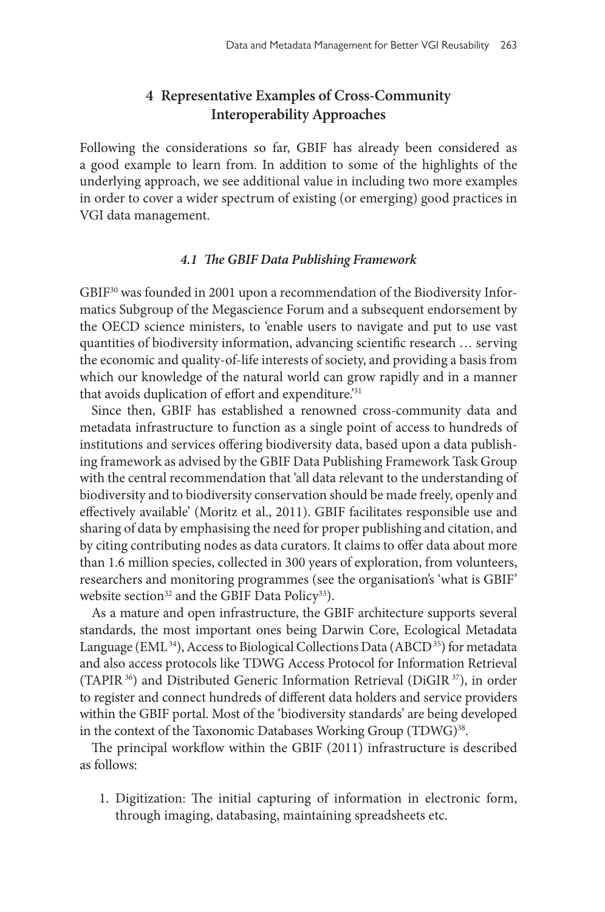## 4 Representative Examples of Cross-Community Interoperability Approaches

Following the considerations so far, GBIF has already been considered as a good example to learn from. In addition to some of the highlights of the underlying approach, we see additional value in including two more examples in order to cover a wider spectrum of existing (or emerging) good practices in VGI data management.

### *4.1 The GBIF Data Publishing Framework*

GBIF[30] was founded in 2001 upon a recommendation of the Biodiversity Informatics Subgroup of the Megascience Forum and a subsequent endorsement by the OECD science ministers, to 'enable users to navigate and put to use vast quantities of biodiversity information, advancing scientific research … serving the economic and quality-of-life interests of society, and providing a basis from which our knowledge of the natural world can grow rapidly and in a manner that avoids duplication of effort and expenditure.'[31]

Since then, GBIF has established a renowned cross-community data and metadata infrastructure to function as a single point of access to hundreds of institutions and services offering biodiversity data, based upon a data publishing framework as advised by the GBIF Data Publishing Framework Task Group with the central recommendation that 'all data relevant to the understanding of biodiversity and to biodiversity conservation should be made freely, openly and effectively available' (Moritz et al., 2011). GBIF facilitates responsible use and sharing of data by emphasising the need for proper publishing and citation, and by citing contributing nodes as data curators. It claims to offer data about more than 1.6 million species, collected in 300 years of exploration, from volunteers, researchers and monitoring programmes (see the organisation's 'what is GBIF' website section[32] and the GBIF Data Policy[33]).

As a mature and open infrastructure, the GBIF architecture supports several standards, the most important ones being Darwin Core, Ecological Metadata Language (EML[34]), Access to Biological Collections Data (ABCD[35]) for metadata and also access protocols like TDWG Access Protocol for Information Retrieval (TAPIR[36]) and Distributed Generic Information Retrieval (DiGIR[37]), in order to register and connect hundreds of different data holders and service providers within the GBIF portal. Most of the 'biodiversity standards' are being developed in the context of the Taxonomic Databases Working Group (TDWG)[38].

The principal workflow within the GBIF (2011) infrastructure is described as follows:

1. Digitization: The initial capturing of information in electronic form, through imaging, databasing, maintaining spreadsheets etc.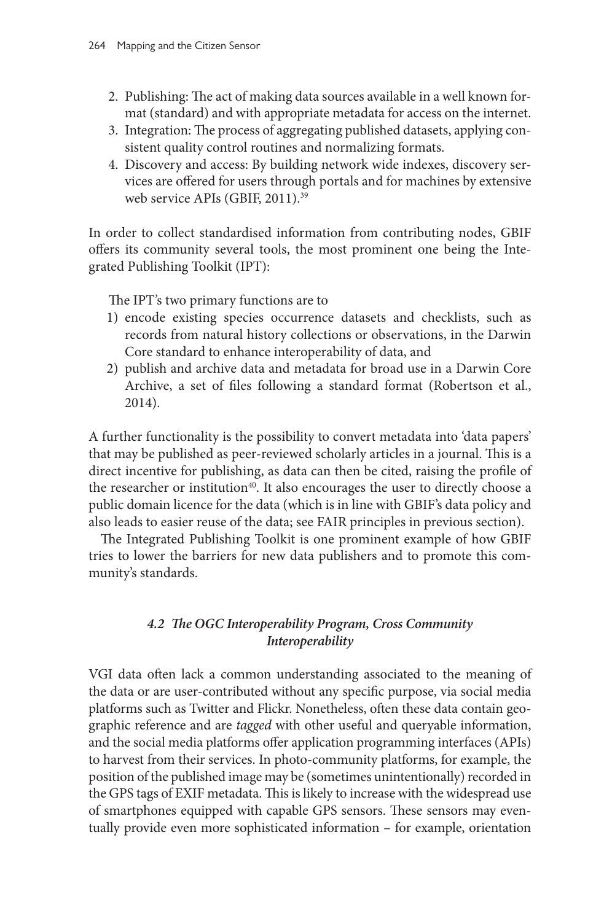2. Publishing: The act of making data sources available in a well known format (standard) and with appropriate metadata for access on the internet.
3. Integration: The process of aggregating published datasets, applying consistent quality control routines and normalizing formats.
4. Discovery and access: By building network wide indexes, discovery services are offered for users through portals and for machines by extensive web service APIs (GBIF, 2011).[39]

In order to collect standardised information from contributing nodes, GBIF offers its community several tools, the most prominent one being the Integrated Publishing Toolkit (IPT):

> The IPT's two primary functions are to
> 1) encode existing species occurrence datasets and checklists, such as records from natural history collections or observations, in the Darwin Core standard to enhance interoperability of data, and
> 2) publish and archive data and metadata for broad use in a Darwin Core Archive, a set of files following a standard format (Robertson et al., 2014).

A further functionality is the possibility to convert metadata into 'data papers' that may be published as peer-reviewed scholarly articles in a journal. This is a direct incentive for publishing, as data can then be cited, raising the profile of the researcher or institution[40]. It also encourages the user to directly choose a public domain licence for the data (which is in line with GBIF's data policy and also leads to easier reuse of the data; see FAIR principles in previous section).

The Integrated Publishing Toolkit is one prominent example of how GBIF tries to lower the barriers for new data publishers and to promote this community's standards.

### *4.2 The OGC Interoperability Program, Cross Community Interoperability*

VGI data often lack a common understanding associated to the meaning of the data or are user-contributed without any specific purpose, via social media platforms such as Twitter and Flickr. Nonetheless, often these data contain geographic reference and are *tagged* with other useful and queryable information, and the social media platforms offer application programming interfaces (APIs) to harvest from their services. In photo-community platforms, for example, the position of the published image may be (sometimes unintentionally) recorded in the GPS tags of EXIF metadata. This is likely to increase with the widespread use of smartphones equipped with capable GPS sensors. These sensors may eventually provide even more sophisticated information – for example, orientation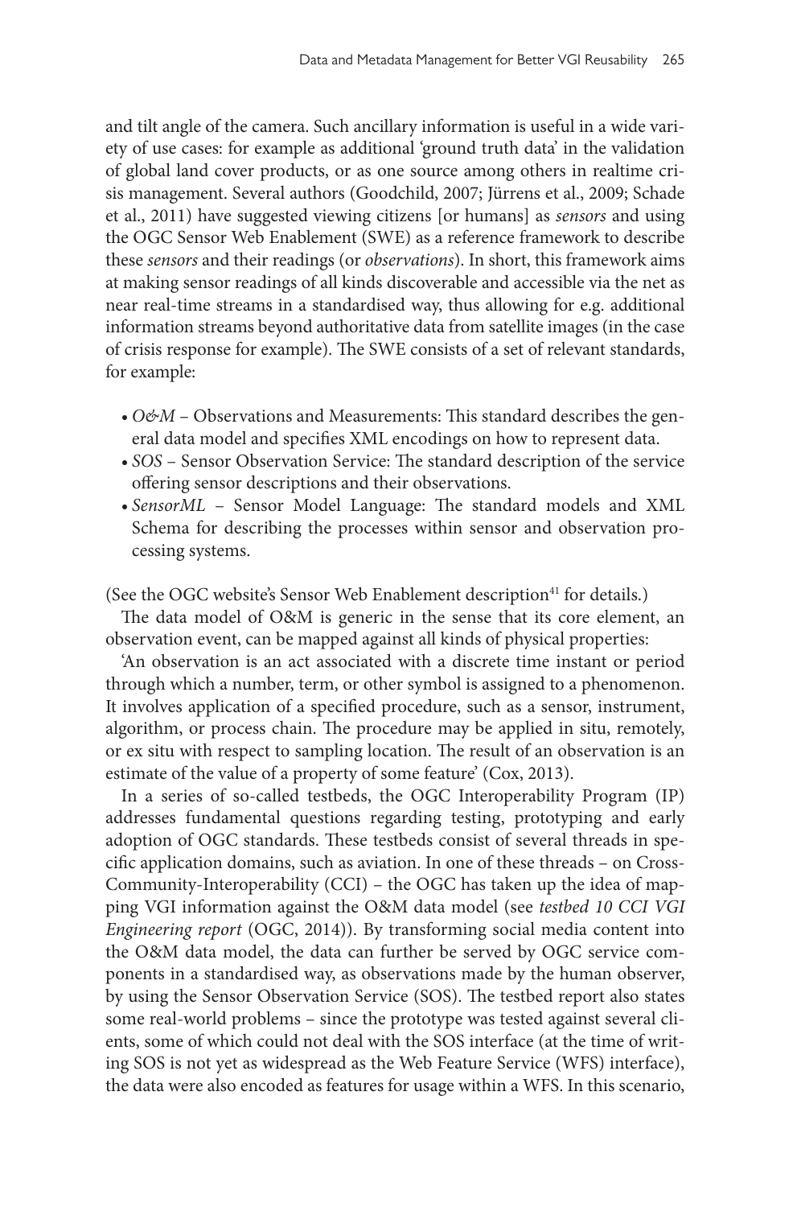and tilt angle of the camera. Such ancillary information is useful in a wide variety of use cases: for example as additional 'ground truth data' in the validation of global land cover products, or as one source among others in realtime crisis management. Several authors (Goodchild, 2007; Jürrens et al., 2009; Schade et al., 2011) have suggested viewing citizens [or humans] as *sensors* and using the OGC Sensor Web Enablement (SWE) as a reference framework to describe these *sensors* and their readings (or *observations*). In short, this framework aims at making sensor readings of all kinds discoverable and accessible via the net as near real-time streams in a standardised way, thus allowing for e.g. additional information streams beyond authoritative data from satellite images (in the case of crisis response for example). The SWE consists of a set of relevant standards, for example:

- *O&M* – Observations and Measurements: This standard describes the general data model and specifies XML encodings on how to represent data.
- *SOS* – Sensor Observation Service: The standard description of the service offering sensor descriptions and their observations.
- *SensorML* – Sensor Model Language: The standard models and XML Schema for describing the processes within sensor and observation processing systems.

(See the OGC website's Sensor Web Enablement description[41] for details.)

The data model of O&M is generic in the sense that its core element, an observation event, can be mapped against all kinds of physical properties:

'An observation is an act associated with a discrete time instant or period through which a number, term, or other symbol is assigned to a phenomenon. It involves application of a specified procedure, such as a sensor, instrument, algorithm, or process chain. The procedure may be applied in situ, remotely, or ex situ with respect to sampling location. The result of an observation is an estimate of the value of a property of some feature' (Cox, 2013).

In a series of so-called testbeds, the OGC Interoperability Program (IP) addresses fundamental questions regarding testing, prototyping and early adoption of OGC standards. These testbeds consist of several threads in specific application domains, such as aviation. In one of these threads – on Cross-Community-Interoperability (CCI) – the OGC has taken up the idea of mapping VGI information against the O&M data model (see *testbed 10 CCI VGI Engineering report* (OGC, 2014)). By transforming social media content into the O&M data model, the data can further be served by OGC service components in a standardised way, as observations made by the human observer, by using the Sensor Observation Service (SOS). The testbed report also states some real-world problems – since the prototype was tested against several clients, some of which could not deal with the SOS interface (at the time of writing SOS is not yet as widespread as the Web Feature Service (WFS) interface), the data were also encoded as features for usage within a WFS. In this scenario,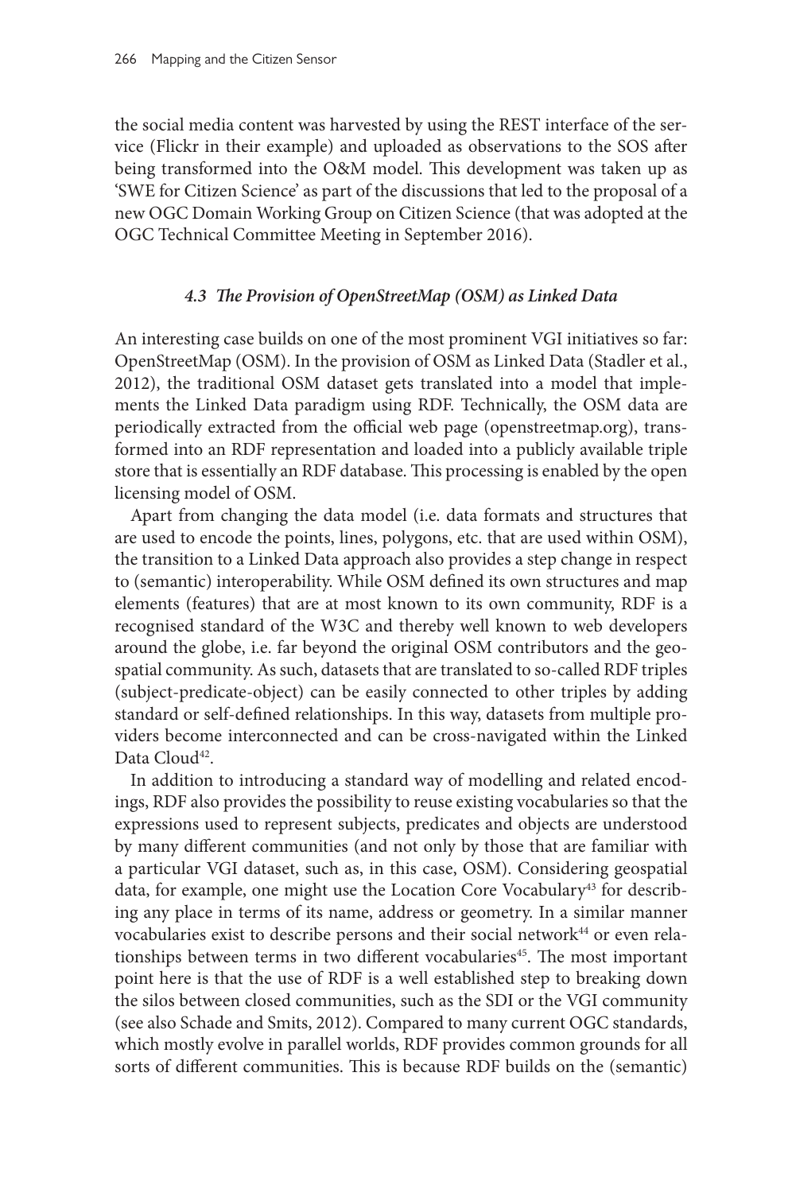the social media content was harvested by using the REST interface of the service (Flickr in their example) and uploaded as observations to the SOS after being transformed into the O&M model. This development was taken up as 'SWE for Citizen Science' as part of the discussions that led to the proposal of a new OGC Domain Working Group on Citizen Science (that was adopted at the OGC Technical Committee Meeting in September 2016).

### *4.3 The Provision of OpenStreetMap (OSM) as Linked Data*

An interesting case builds on one of the most prominent VGI initiatives so far: OpenStreetMap (OSM). In the provision of OSM as Linked Data (Stadler et al., 2012), the traditional OSM dataset gets translated into a model that implements the Linked Data paradigm using RDF. Technically, the OSM data are periodically extracted from the official web page (openstreetmap.org), transformed into an RDF representation and loaded into a publicly available triple store that is essentially an RDF database. This processing is enabled by the open licensing model of OSM.

Apart from changing the data model (i.e. data formats and structures that are used to encode the points, lines, polygons, etc. that are used within OSM), the transition to a Linked Data approach also provides a step change in respect to (semantic) interoperability. While OSM defined its own structures and map elements (features) that are at most known to its own community, RDF is a recognised standard of the W3C and thereby well known to web developers around the globe, i.e. far beyond the original OSM contributors and the geospatial community. As such, datasets that are translated to so-called RDF triples (subject-predicate-object) can be easily connected to other triples by adding standard or self-defined relationships. In this way, datasets from multiple providers become interconnected and can be cross-navigated within the Linked Data Cloud[42].

In addition to introducing a standard way of modelling and related encodings, RDF also provides the possibility to reuse existing vocabularies so that the expressions used to represent subjects, predicates and objects are understood by many different communities (and not only by those that are familiar with a particular VGI dataset, such as, in this case, OSM). Considering geospatial data, for example, one might use the Location Core Vocabulary[43] for describing any place in terms of its name, address or geometry. In a similar manner vocabularies exist to describe persons and their social network[44] or even relationships between terms in two different vocabularies[45]. The most important point here is that the use of RDF is a well established step to breaking down the silos between closed communities, such as the SDI or the VGI community (see also Schade and Smits, 2012). Compared to many current OGC standards, which mostly evolve in parallel worlds, RDF provides common grounds for all sorts of different communities. This is because RDF builds on the (semantic)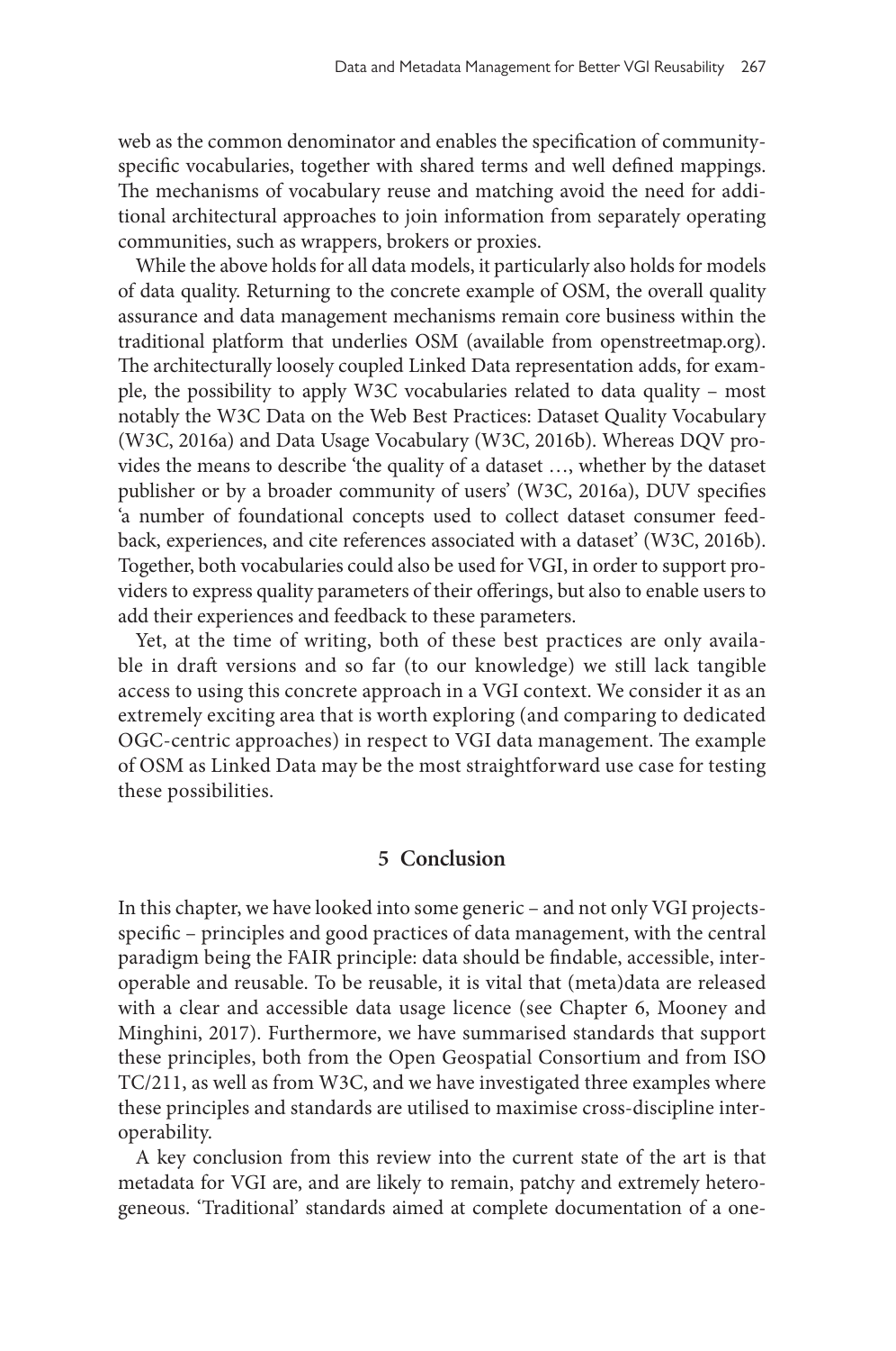web as the common denominator and enables the specification of community-specific vocabularies, together with shared terms and well defined mappings. The mechanisms of vocabulary reuse and matching avoid the need for additional architectural approaches to join information from separately operating communities, such as wrappers, brokers or proxies.

While the above holds for all data models, it particularly also holds for models of data quality. Returning to the concrete example of OSM, the overall quality assurance and data management mechanisms remain core business within the traditional platform that underlies OSM (available from openstreetmap.org). The architecturally loosely coupled Linked Data representation adds, for example, the possibility to apply W3C vocabularies related to data quality – most notably the W3C Data on the Web Best Practices: Dataset Quality Vocabulary (W3C, 2016a) and Data Usage Vocabulary (W3C, 2016b). Whereas DQV provides the means to describe 'the quality of a dataset …, whether by the dataset publisher or by a broader community of users' (W3C, 2016a), DUV specifies 'a number of foundational concepts used to collect dataset consumer feedback, experiences, and cite references associated with a dataset' (W3C, 2016b). Together, both vocabularies could also be used for VGI, in order to support providers to express quality parameters of their offerings, but also to enable users to add their experiences and feedback to these parameters.

Yet, at the time of writing, both of these best practices are only available in draft versions and so far (to our knowledge) we still lack tangible access to using this concrete approach in a VGI context. We consider it as an extremely exciting area that is worth exploring (and comparing to dedicated OGC-centric approaches) in respect to VGI data management. The example of OSM as Linked Data may be the most straightforward use case for testing these possibilities.

## 5 Conclusion

In this chapter, we have looked into some generic – and not only VGI projects-specific – principles and good practices of data management, with the central paradigm being the FAIR principle: data should be findable, accessible, interoperable and reusable. To be reusable, it is vital that (meta)data are released with a clear and accessible data usage licence (see Chapter 6, Mooney and Minghini, 2017). Furthermore, we have summarised standards that support these principles, both from the Open Geospatial Consortium and from ISO TC/211, as well as from W3C, and we have investigated three examples where these principles and standards are utilised to maximise cross-discipline interoperability.

A key conclusion from this review into the current state of the art is that metadata for VGI are, and are likely to remain, patchy and extremely heterogeneous. 'Traditional' standards aimed at complete documentation of a one-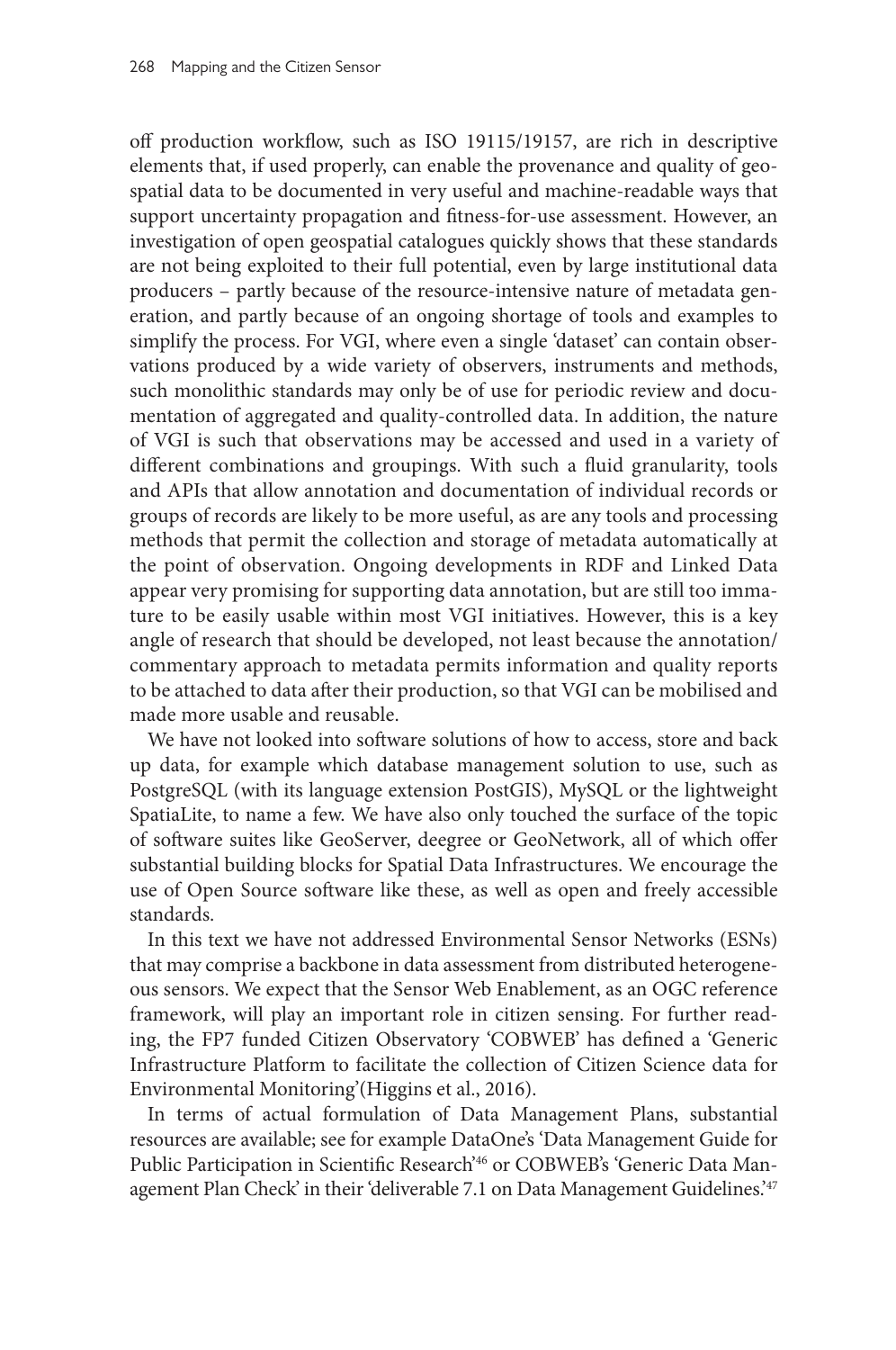off production workflow, such as ISO 19115/19157, are rich in descriptive elements that, if used properly, can enable the provenance and quality of geospatial data to be documented in very useful and machine-readable ways that support uncertainty propagation and fitness-for-use assessment. However, an investigation of open geospatial catalogues quickly shows that these standards are not being exploited to their full potential, even by large institutional data producers – partly because of the resource-intensive nature of metadata generation, and partly because of an ongoing shortage of tools and examples to simplify the process. For VGI, where even a single 'dataset' can contain observations produced by a wide variety of observers, instruments and methods, such monolithic standards may only be of use for periodic review and documentation of aggregated and quality-controlled data. In addition, the nature of VGI is such that observations may be accessed and used in a variety of different combinations and groupings. With such a fluid granularity, tools and APIs that allow annotation and documentation of individual records or groups of records are likely to be more useful, as are any tools and processing methods that permit the collection and storage of metadata automatically at the point of observation. Ongoing developments in RDF and Linked Data appear very promising for supporting data annotation, but are still too immature to be easily usable within most VGI initiatives. However, this is a key angle of research that should be developed, not least because the annotation/commentary approach to metadata permits information and quality reports to be attached to data after their production, so that VGI can be mobilised and made more usable and reusable.

We have not looked into software solutions of how to access, store and back up data, for example which database management solution to use, such as PostgreSQL (with its language extension PostGIS), MySQL or the lightweight SpatiaLite, to name a few. We have also only touched the surface of the topic of software suites like GeoServer, deegree or GeoNetwork, all of which offer substantial building blocks for Spatial Data Infrastructures. We encourage the use of Open Source software like these, as well as open and freely accessible standards.

In this text we have not addressed Environmental Sensor Networks (ESNs) that may comprise a backbone in data assessment from distributed heterogeneous sensors. We expect that the Sensor Web Enablement, as an OGC reference framework, will play an important role in citizen sensing. For further reading, the FP7 funded Citizen Observatory 'COBWEB' has defined a 'Generic Infrastructure Platform to facilitate the collection of Citizen Science data for Environmental Monitoring'(Higgins et al., 2016).

In terms of actual formulation of Data Management Plans, substantial resources are available; see for example DataOne's 'Data Management Guide for Public Participation in Scientific Research'[46] or COBWEB's 'Generic Data Management Plan Check' in their 'deliverable 7.1 on Data Management Guidelines.'[47]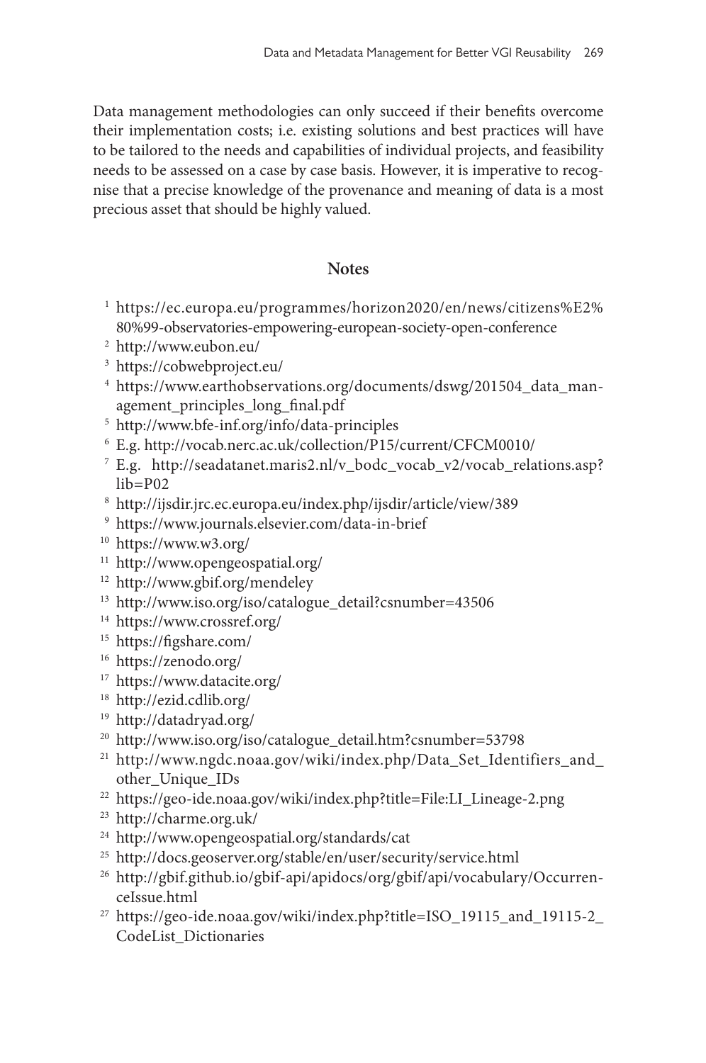Data management methodologies can only succeed if their benefits overcome their implementation costs; i.e. existing solutions and best practices will have to be tailored to the needs and capabilities of individual projects, and feasibility needs to be assessed on a case by case basis. However, it is imperative to recognise that a precise knowledge of the provenance and meaning of data is a most precious asset that should be highly valued.

## Notes

1. https://ec.europa.eu/programmes/horizon2020/en/news/citizens%E2%80%99-observatories-empowering-european-society-open-conference
2. http://www.eubon.eu/
3. https://cobwebproject.eu/
4. https://www.earthobservations.org/documents/dswg/201504_data_management_principles_long_final.pdf
5. http://www.bfe-inf.org/info/data-principles
6. E.g. http://vocab.nerc.ac.uk/collection/P15/current/CFCM0010/
7. E.g. http://seadatanet.maris2.nl/v_bodc_vocab_v2/vocab_relations.asp?lib=P02
8. http://ijsdir.jrc.ec.europa.eu/index.php/ijsdir/article/view/389
9. https://www.journals.elsevier.com/data-in-brief
10. https://www.w3.org/
11. http://www.opengeospatial.org/
12. http://www.gbif.org/mendeley
13. http://www.iso.org/iso/catalogue_detail?csnumber=43506
14. https://www.crossref.org/
15. https://figshare.com/
16. https://zenodo.org/
17. https://www.datacite.org/
18. http://ezid.cdlib.org/
19. http://datadryad.org/
20. http://www.iso.org/iso/catalogue_detail.htm?csnumber=53798
21. http://www.ngdc.noaa.gov/wiki/index.php/Data_Set_Identifiers_and_other_Unique_IDs
22. https://geo-ide.noaa.gov/wiki/index.php?title=File:LI_Lineage-2.png
23. http://charme.org.uk/
24. http://www.opengeospatial.org/standards/cat
25. http://docs.geoserver.org/stable/en/user/security/service.html
26. http://gbif.github.io/gbif-api/apidocs/org/gbif/api/vocabulary/OccurrenceIssue.html
27. https://geo-ide.noaa.gov/wiki/index.php?title=ISO_19115_and_19115-2_CodeList_Dictionaries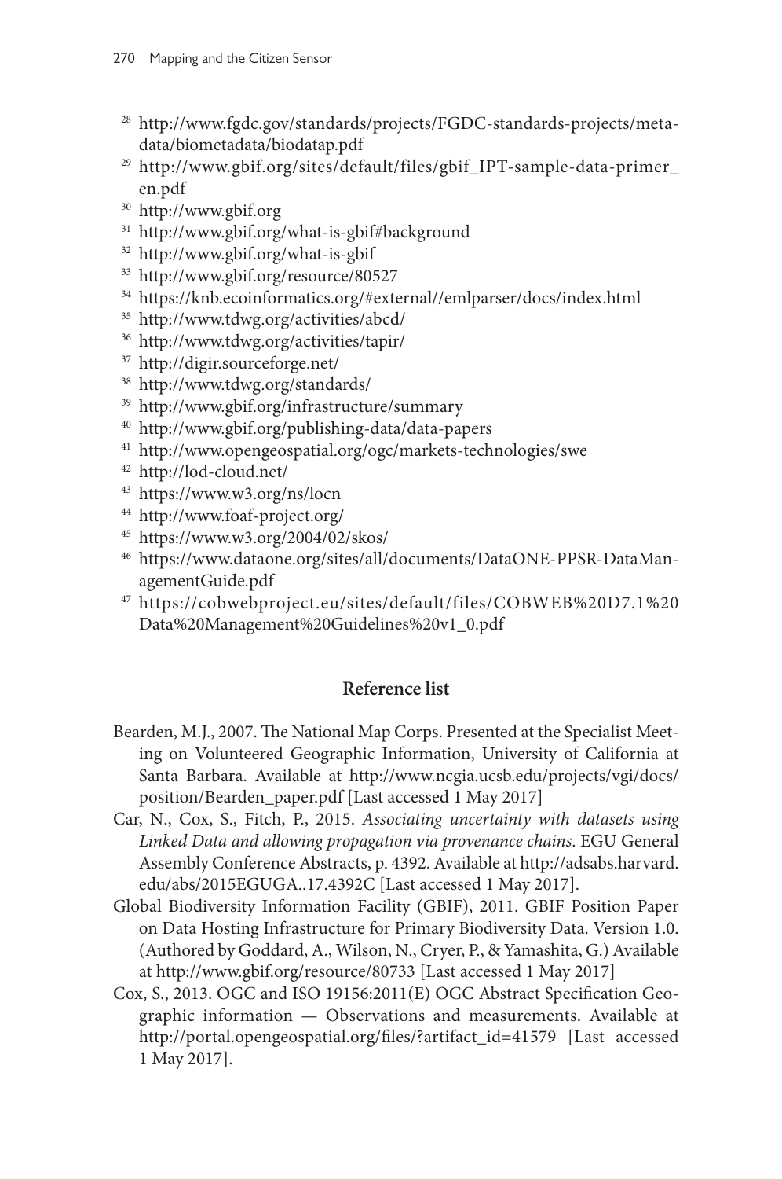[28] http://www.fgdc.gov/standards/projects/FGDC-standards-projects/metadata/biometadata/biodatap.pdf

[29] http://www.gbif.org/sites/default/files/gbif_IPT-sample-data-primer_en.pdf

[30] http://www.gbif.org

[31] http://www.gbif.org/what-is-gbif#background

[32] http://www.gbif.org/what-is-gbif

[33] http://www.gbif.org/resource/80527

[34] https://knb.ecoinformatics.org/#external//emlparser/docs/index.html

[35] http://www.tdwg.org/activities/abcd/

[36] http://www.tdwg.org/activities/tapir/

[37] http://digir.sourceforge.net/

[38] http://www.tdwg.org/standards/

[39] http://www.gbif.org/infrastructure/summary

[40] http://www.gbif.org/publishing-data/data-papers

[41] http://www.opengeospatial.org/ogc/markets-technologies/swe

[42] http://lod-cloud.net/

[43] https://www.w3.org/ns/locn

[44] http://www.foaf-project.org/

[45] https://www.w3.org/2004/02/skos/

[46] https://www.dataone.org/sites/all/documents/DataONE-PPSR-DataManagementGuide.pdf

[47] https://cobwebproject.eu/sites/default/files/COBWEB%20D7.1%20Data%20Management%20Guidelines%20v1_0.pdf

## Reference list

Bearden, M.J., 2007. The National Map Corps. Presented at the Specialist Meeting on Volunteered Geographic Information, University of California at Santa Barbara. Available at http://www.ncgia.ucsb.edu/projects/vgi/docs/position/Bearden_paper.pdf [Last accessed 1 May 2017]

Car, N., Cox, S., Fitch, P., 2015. *Associating uncertainty with datasets using Linked Data and allowing propagation via provenance chains*. EGU General Assembly Conference Abstracts, p. 4392. Available at http://adsabs.harvard.edu/abs/2015EGUGA..17.4392C [Last accessed 1 May 2017].

Global Biodiversity Information Facility (GBIF), 2011. GBIF Position Paper on Data Hosting Infrastructure for Primary Biodiversity Data. Version 1.0. (Authored by Goddard, A., Wilson, N., Cryer, P., & Yamashita, G.) Available at http://www.gbif.org/resource/80733 [Last accessed 1 May 2017]

Cox, S., 2013. OGC and ISO 19156:2011(E) OGC Abstract Specification Geographic information — Observations and measurements. Available at http://portal.opengeospatial.org/files/?artifact_id=41579 [Last accessed 1 May 2017].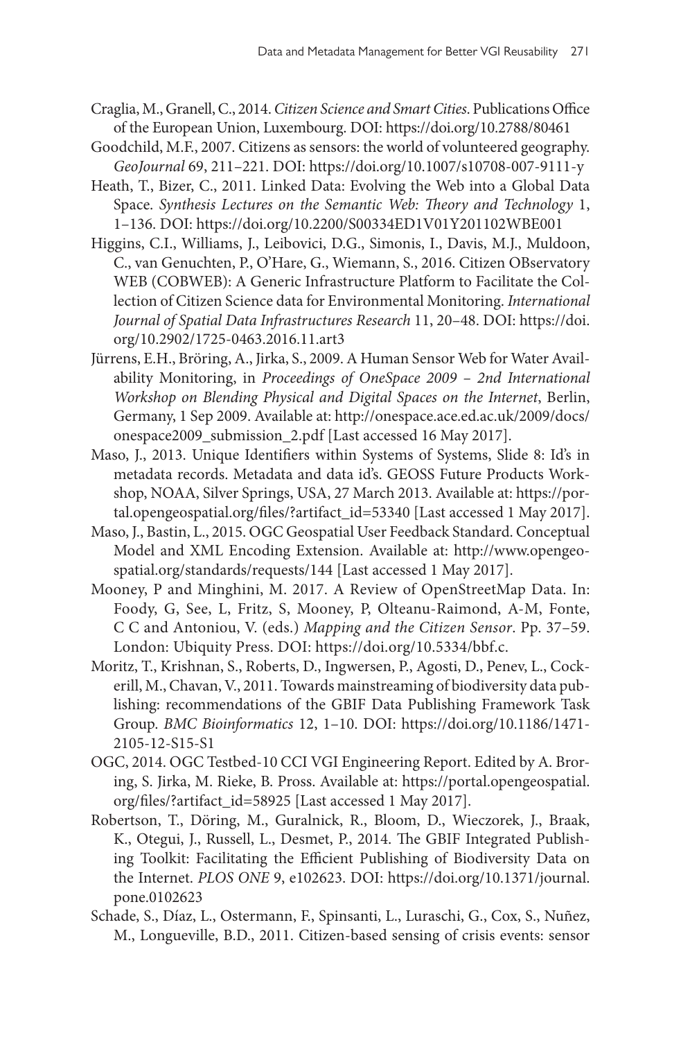Craglia, M., Granell, C., 2014. *Citizen Science and Smart Cities*. Publications Office of the European Union, Luxembourg. DOI: https://doi.org/10.2788/80461

Goodchild, M.F., 2007. Citizens as sensors: the world of volunteered geography. *GeoJournal* 69, 211–221. DOI: https://doi.org/10.1007/s10708-007-9111-y

Heath, T., Bizer, C., 2011. Linked Data: Evolving the Web into a Global Data Space. *Synthesis Lectures on the Semantic Web: Theory and Technology* 1, 1–136. DOI: https://doi.org/10.2200/S00334ED1V01Y201102WBE001

Higgins, C.I., Williams, J., Leibovici, D.G., Simonis, I., Davis, M.J., Muldoon, C., van Genuchten, P., O'Hare, G., Wiemann, S., 2016. Citizen OBservatory WEB (COBWEB): A Generic Infrastructure Platform to Facilitate the Collection of Citizen Science data for Environmental Monitoring. *International Journal of Spatial Data Infrastructures Research* 11, 20–48. DOI: https://doi.org/10.2902/1725-0463.2016.11.art3

Jürrens, E.H., Bröring, A., Jirka, S., 2009. A Human Sensor Web for Water Availability Monitoring, in *Proceedings of OneSpace 2009 – 2nd International Workshop on Blending Physical and Digital Spaces on the Internet*, Berlin, Germany, 1 Sep 2009. Available at: http://onespace.ace.ed.ac.uk/2009/docs/onespace2009_submission_2.pdf [Last accessed 16 May 2017].

Maso, J., 2013. Unique Identifiers within Systems of Systems, Slide 8: Id's in metadata records. Metadata and data id's. GEOSS Future Products Workshop, NOAA, Silver Springs, USA, 27 March 2013. Available at: https://portal.opengeospatial.org/files/?artifact_id=53340 [Last accessed 1 May 2017].

Maso, J., Bastin, L., 2015. OGC Geospatial User Feedback Standard. Conceptual Model and XML Encoding Extension. Available at: http://www.opengeospatial.org/standards/requests/144 [Last accessed 1 May 2017].

Mooney, P and Minghini, M. 2017. A Review of OpenStreetMap Data. In: Foody, G, See, L, Fritz, S, Mooney, P, Olteanu-Raimond, A-M, Fonte, C C and Antoniou, V. (eds.) *Mapping and the Citizen Sensor*. Pp. 37–59. London: Ubiquity Press. DOI: https://doi.org/10.5334/bbf.c.

Moritz, T., Krishnan, S., Roberts, D., Ingwersen, P., Agosti, D., Penev, L., Cockerill, M., Chavan, V., 2011. Towards mainstreaming of biodiversity data publishing: recommendations of the GBIF Data Publishing Framework Task Group. *BMC Bioinformatics* 12, 1–10. DOI: https://doi.org/10.1186/1471-2105-12-S15-S1

OGC, 2014. OGC Testbed-10 CCI VGI Engineering Report. Edited by A. Broring, S. Jirka, M. Rieke, B. Pross. Available at: https://portal.opengeospatial.org/files/?artifact_id=58925 [Last accessed 1 May 2017].

Robertson, T., Döring, M., Guralnick, R., Bloom, D., Wieczorek, J., Braak, K., Otegui, J., Russell, L., Desmet, P., 2014. The GBIF Integrated Publishing Toolkit: Facilitating the Efficient Publishing of Biodiversity Data on the Internet. *PLOS ONE* 9, e102623. DOI: https://doi.org/10.1371/journal.pone.0102623

Schade, S., Díaz, L., Ostermann, F., Spinsanti, L., Luraschi, G., Cox, S., Nuñez, M., Longueville, B.D., 2011. Citizen-based sensing of crisis events: sensor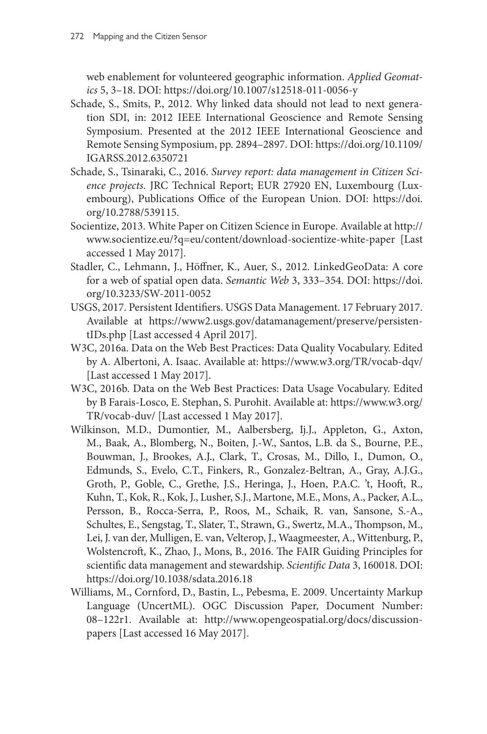web enablement for volunteered geographic information. *Applied Geomatics* 5, 3–18. DOI: https://doi.org/10.1007/s12518-011-0056-y

Schade, S., Smits, P., 2012. Why linked data should not lead to next generation SDI, in: 2012 IEEE International Geoscience and Remote Sensing Symposium. Presented at the 2012 IEEE International Geoscience and Remote Sensing Symposium, pp. 2894–2897. DOI: https://doi.org/10.1109/IGARSS.2012.6350721

Schade, S., Tsinaraki, C., 2016. *Survey report: data management in Citizen Science projects*. JRC Technical Report; EUR 27920 EN, Luxembourg (Luxembourg), Publications Office of the European Union. DOI: https://doi.org/10.2788/539115.

Socientize, 2013. White Paper on Citizen Science in Europe. Available at http://www.socientize.eu/?q=eu/content/download-socientize-white-paper [Last accessed 1 May 2017].

Stadler, C., Lehmann, J., Höffner, K., Auer, S., 2012. LinkedGeoData: A core for a web of spatial open data. *Semantic Web* 3, 333–354. DOI: https://doi.org/10.3233/SW-2011-0052

USGS, 2017. Persistent Identifiers. USGS Data Management. 17 February 2017. Available at https://www2.usgs.gov/datamanagement/preserve/persistentIDs.php [Last accessed 4 April 2017].

W3C, 2016a. Data on the Web Best Practices: Data Quality Vocabulary. Edited by A. Albertoni, A. Isaac. Available at: https://www.w3.org/TR/vocab-dqv/ [Last accessed 1 May 2017].

W3C, 2016b. Data on the Web Best Practices: Data Usage Vocabulary. Edited by B Farais-Losco, E. Stephan, S. Purohit. Available at: https://www.w3.org/TR/vocab-duv/ [Last accessed 1 May 2017].

Wilkinson, M.D., Dumontier, M., Aalbersberg, Ij.J., Appleton, G., Axton, M., Baak, A., Blomberg, N., Boiten, J.-W., Santos, L.B. da S., Bourne, P.E., Bouwman, J., Brookes, A.J., Clark, T., Crosas, M., Dillo, I., Dumon, O., Edmunds, S., Evelo, C.T., Finkers, R., Gonzalez-Beltran, A., Gray, A.J.G., Groth, P., Goble, C., Grethe, J.S., Heringa, J., Hoen, P.A.C. 't, Hooft, R., Kuhn, T., Kok, R., Kok, J., Lusher, S.J., Martone, M.E., Mons, A., Packer, A.L., Persson, B., Rocca-Serra, P., Roos, M., Schaik, R. van, Sansone, S.-A., Schultes, E., Sengstag, T., Slater, T., Strawn, G., Swertz, M.A., Thompson, M., Lei, J. van der, Mulligen, E. van, Velterop, J., Waagmeester, A., Wittenburg, P., Wolstencroft, K., Zhao, J., Mons, B., 2016. The FAIR Guiding Principles for scientific data management and stewardship. *Scientific Data* 3, 160018. DOI: https://doi.org/10.1038/sdata.2016.18

Williams, M., Cornford, D., Bastin, L., Pebesma, E. 2009. Uncertainty Markup Language (UncertML). OGC Discussion Paper, Document Number: 08–122r1. Available at: http://www.opengeospatial.org/docs/discussion-papers [Last accessed 16 May 2017].